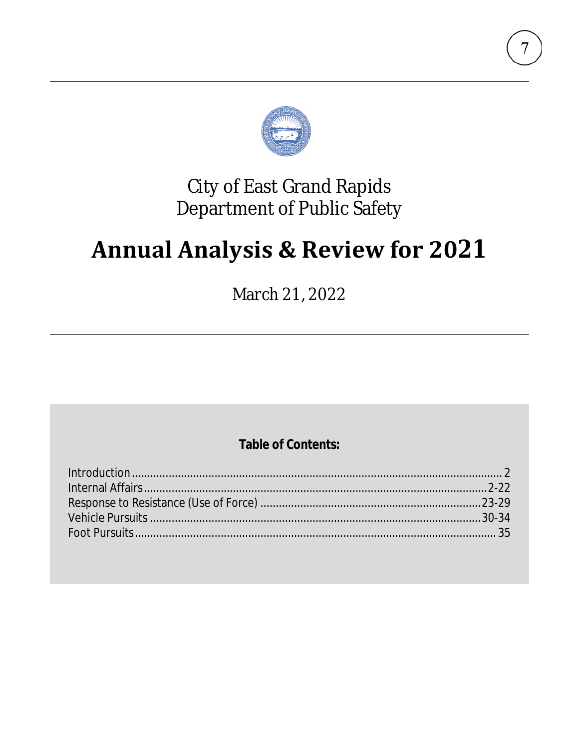City of East Grand Rapids
Department of Public Safety

# Annual Analysis & Review for 2021

*March 21, 2022*

**Table of Contents:**

| Section | Pages |
|---|---|
| Introduction | 2 |
| Internal Affairs | 2-22 |
| Response to Resistance (Use of Force) | 23-29 |
| Vehicle Pursuits | 30-34 |
| Foot Pursuits | 35 |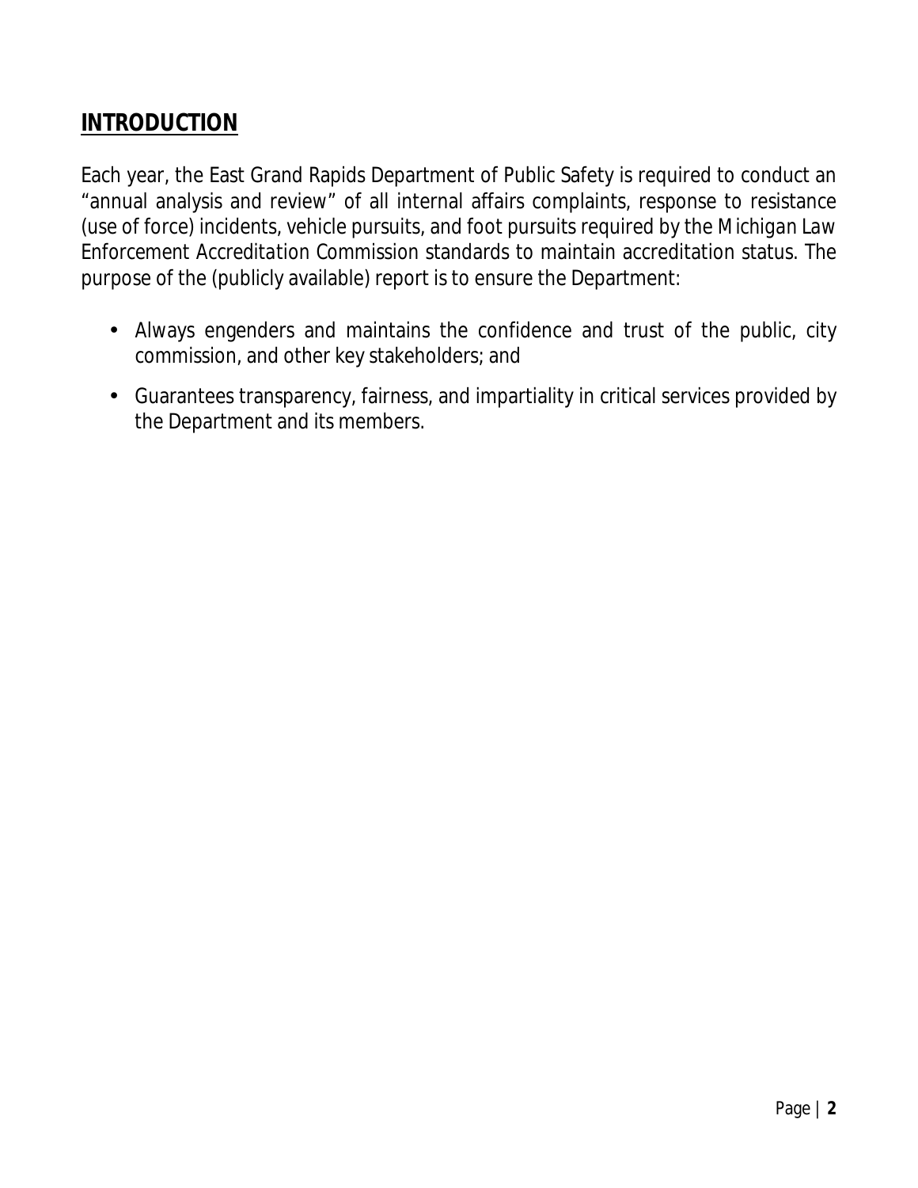## INTRODUCTION

Each year, the East Grand Rapids Department of Public Safety is required to conduct an "annual analysis and review" of all internal affairs complaints, response to resistance (use of force) incidents, vehicle pursuits, and foot pursuits required by the Michigan Law Enforcement Accreditation Commission standards to maintain accreditation status. The purpose of the (publicly available) report is to ensure the Department:

- Always engenders and maintains the confidence and trust of the public, city commission, and other key stakeholders; and
- Guarantees transparency, fairness, and impartiality in critical services provided by the Department and its members.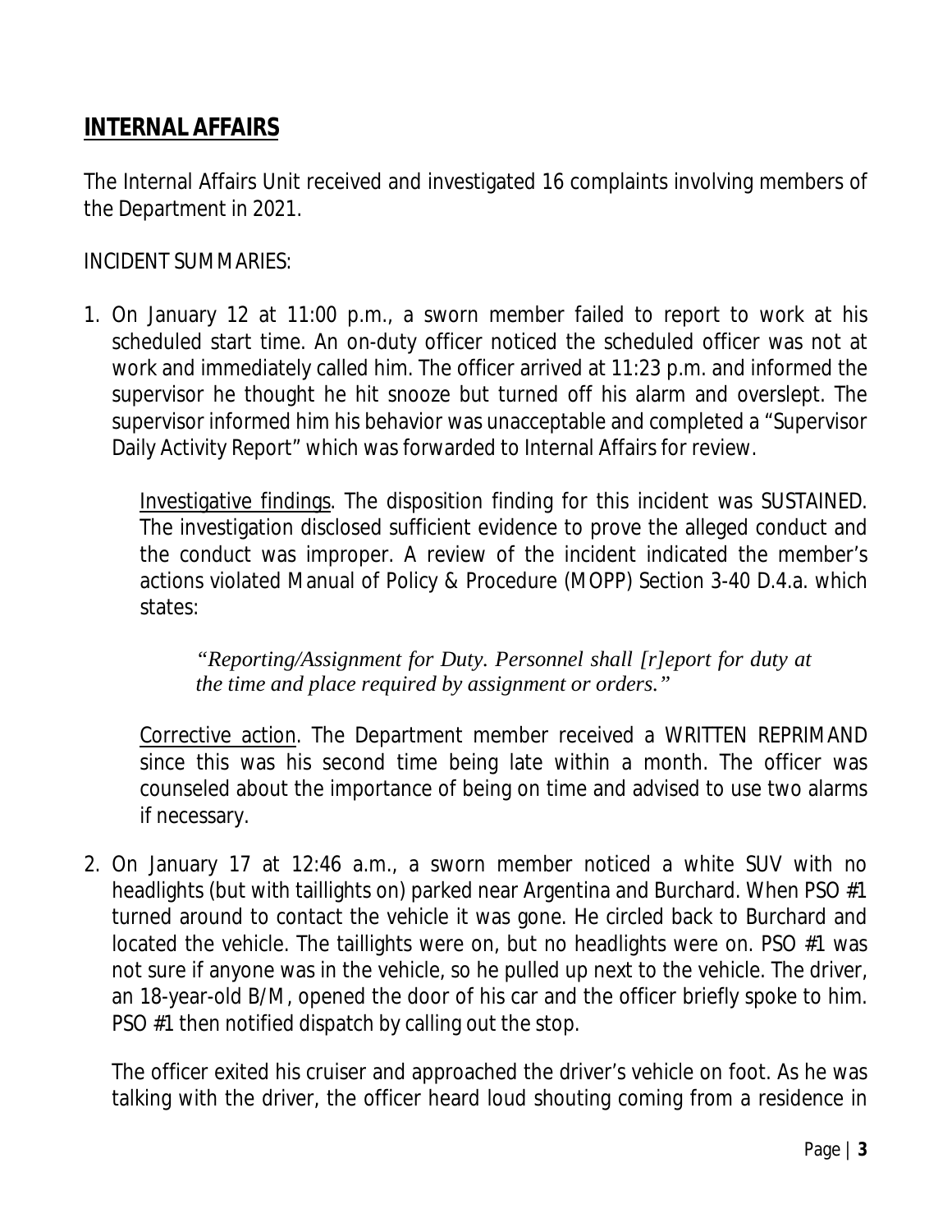## INTERNAL AFFAIRS

The Internal Affairs Unit received and investigated 16 complaints involving members of the Department in 2021.

INCIDENT SUMMARIES:

1. On January 12 at 11:00 p.m., a sworn member failed to report to work at his scheduled start time. An on-duty officer noticed the scheduled officer was not at work and immediately called him. The officer arrived at 11:23 p.m. and informed the supervisor he thought he hit snooze but turned off his alarm and overslept. The supervisor informed him his behavior was unacceptable and completed a "Supervisor Daily Activity Report" which was forwarded to Internal Affairs for review.

   Investigative findings. The disposition finding for this incident was SUSTAINED. The investigation disclosed sufficient evidence to prove the alleged conduct and the conduct was improper. A review of the incident indicated the member's actions violated Manual of Policy & Procedure (MOPP) Section 3-40 D.4.a. which states:

   > *"Reporting/Assignment for Duty. Personnel shall [r]eport for duty at the time and place required by assignment or orders."*

   Corrective action. The Department member received a WRITTEN REPRIMAND since this was his second time being late within a month. The officer was counseled about the importance of being on time and advised to use two alarms if necessary.

2. On January 17 at 12:46 a.m., a sworn member noticed a white SUV with no headlights (but with taillights on) parked near Argentina and Burchard. When PSO #1 turned around to contact the vehicle it was gone. He circled back to Burchard and located the vehicle. The taillights were on, but no headlights were on. PSO #1 was not sure if anyone was in the vehicle, so he pulled up next to the vehicle. The driver, an 18-year-old B/M, opened the door of his car and the officer briefly spoke to him. PSO #1 then notified dispatch by calling out the stop.

   The officer exited his cruiser and approached the driver's vehicle on foot. As he was talking with the driver, the officer heard loud shouting coming from a residence in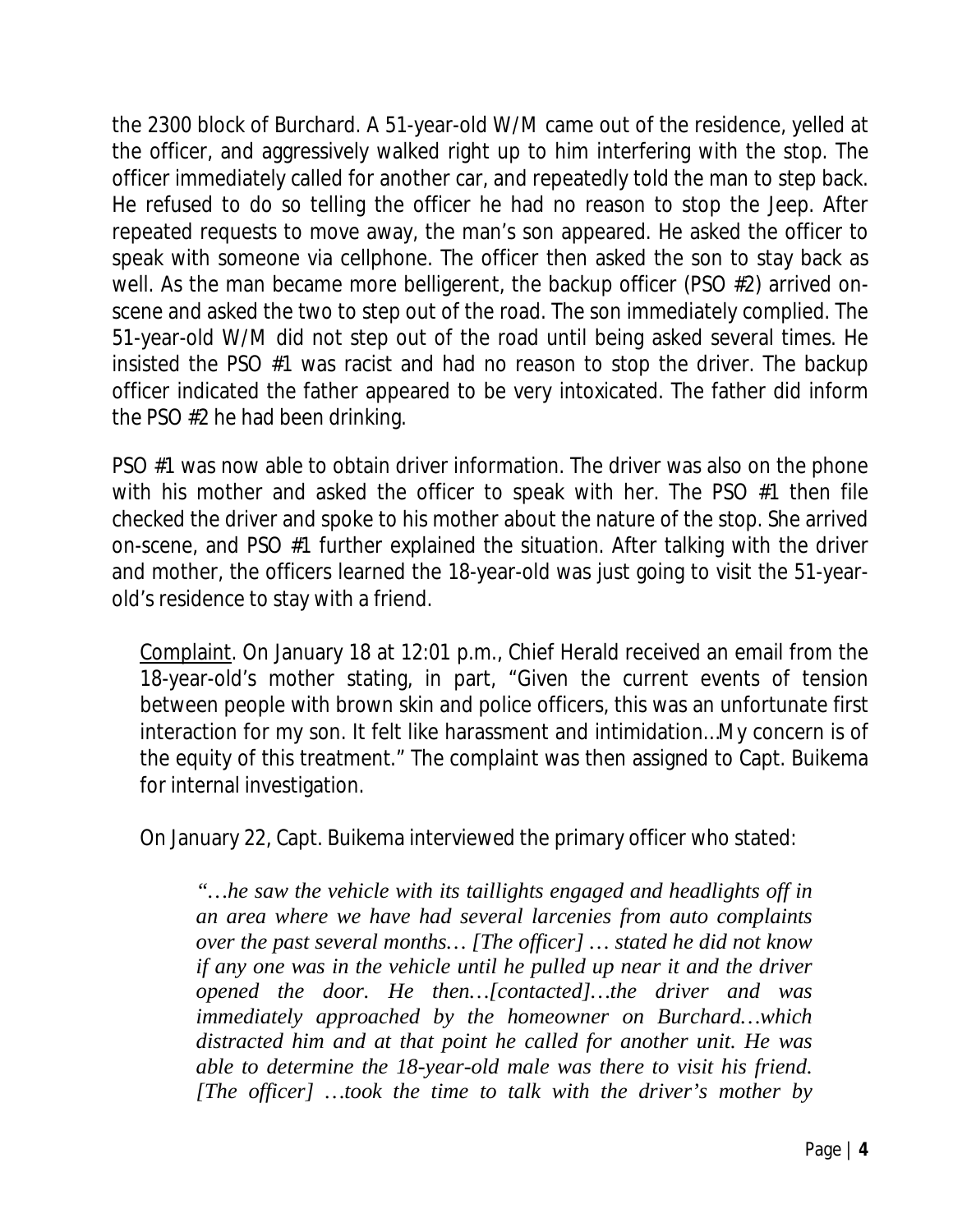the 2300 block of Burchard. A 51-year-old W/M came out of the residence, yelled at the officer, and aggressively walked right up to him interfering with the stop. The officer immediately called for another car, and repeatedly told the man to step back. He refused to do so telling the officer he had no reason to stop the Jeep. After repeated requests to move away, the man's son appeared. He asked the officer to speak with someone via cellphone. The officer then asked the son to stay back as well. As the man became more belligerent, the backup officer (PSO #2) arrived on-scene and asked the two to step out of the road. The son immediately complied. The 51-year-old W/M did not step out of the road until being asked several times. He insisted the PSO #1 was racist and had no reason to stop the driver. The backup officer indicated the father appeared to be very intoxicated. The father did inform the PSO #2 he had been drinking.

PSO #1 was now able to obtain driver information. The driver was also on the phone with his mother and asked the officer to speak with her. The PSO #1 then file checked the driver and spoke to his mother about the nature of the stop. She arrived on-scene, and PSO #1 further explained the situation. After talking with the driver and mother, the officers learned the 18-year-old was just going to visit the 51-year-old's residence to stay with a friend.

<u>Complaint</u>. On January 18 at 12:01 p.m., Chief Herald received an email from the 18-year-old's mother stating, in part, "Given the current events of tension between people with brown skin and police officers, this was an unfortunate first interaction for my son. It felt like harassment and intimidation…My concern is of the equity of this treatment." The complaint was then assigned to Capt. Buikema for internal investigation.

On January 22, Capt. Buikema interviewed the primary officer who stated:

> *"…he saw the vehicle with its taillights engaged and headlights off in an area where we have had several larcenies from auto complaints over the past several months… [The officer] … stated he did not know if any one was in the vehicle until he pulled up near it and the driver opened the door. He then…[contacted]…the driver and was immediately approached by the homeowner on Burchard…which distracted him and at that point he called for another unit. He was able to determine the 18-year-old male was there to visit his friend. [The officer] …took the time to talk with the driver's mother by*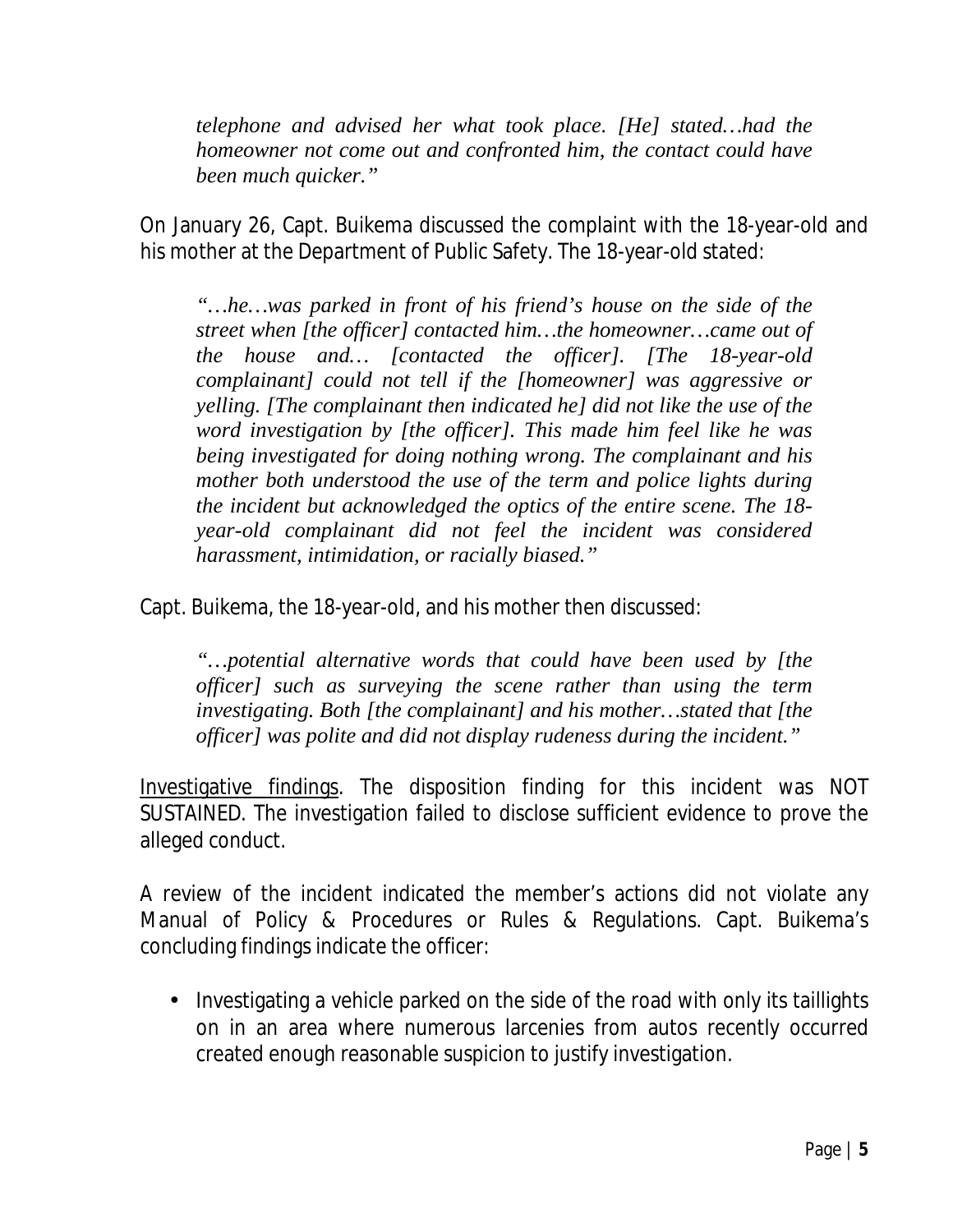> *telephone and advised her what took place. [He] stated…had the homeowner not come out and confronted him, the contact could have been much quicker."*

On January 26, Capt. Buikema discussed the complaint with the 18-year-old and his mother at the Department of Public Safety. The 18-year-old stated:

> *"…he…was parked in front of his friend's house on the side of the street when [the officer] contacted him…the homeowner…came out of the house and… [contacted the officer]. [The 18-year-old complainant] could not tell if the [homeowner] was aggressive or yelling. [The complainant then indicated he] did not like the use of the word investigation by [the officer]. This made him feel like he was being investigated for doing nothing wrong. The complainant and his mother both understood the use of the term and police lights during the incident but acknowledged the optics of the entire scene. The 18-year-old complainant did not feel the incident was considered harassment, intimidation, or racially biased."*

Capt. Buikema, the 18-year-old, and his mother then discussed:

> *"…potential alternative words that could have been used by [the officer] such as surveying the scene rather than using the term investigating. Both [the complainant] and his mother…stated that [the officer] was polite and did not display rudeness during the incident."*

<u>Investigative findings</u>. The disposition finding for this incident was NOT SUSTAINED. The investigation failed to disclose sufficient evidence to prove the alleged conduct.

A review of the incident indicated the member's actions did not violate any Manual of Policy & Procedures or Rules & Regulations. Capt. Buikema's concluding findings indicate the officer:

- Investigating a vehicle parked on the side of the road with only its taillights on in an area where numerous larcenies from autos recently occurred created enough reasonable suspicion to justify investigation.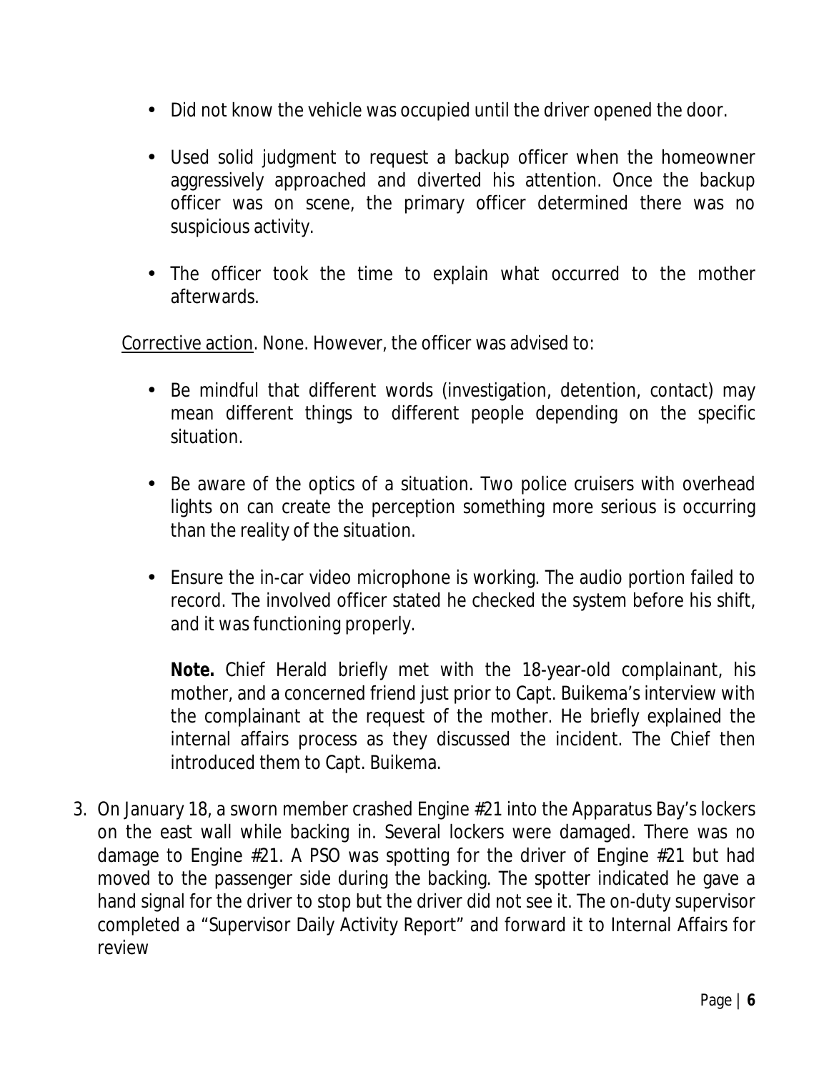- Did not know the vehicle was occupied until the driver opened the door.

- Used solid judgment to request a backup officer when the homeowner aggressively approached and diverted his attention. Once the backup officer was on scene, the primary officer determined there was no suspicious activity.

- The officer took the time to explain what occurred to the mother afterwards.

Corrective action. None. However, the officer was advised to:

- Be mindful that different words (investigation, detention, contact) may mean different things to different people depending on the specific situation.

- Be aware of the optics of a situation. Two police cruisers with overhead lights on can create the perception something more serious is occurring than the reality of the situation.

- Ensure the in-car video microphone is working. The audio portion failed to record. The involved officer stated he checked the system before his shift, and it was functioning properly.

  **Note.** Chief Herald briefly met with the 18-year-old complainant, his mother, and a concerned friend just prior to Capt. Buikema's interview with the complainant at the request of the mother. He briefly explained the internal affairs process as they discussed the incident. The Chief then introduced them to Capt. Buikema.

3. On January 18, a sworn member crashed Engine #21 into the Apparatus Bay's lockers on the east wall while backing in. Several lockers were damaged. There was no damage to Engine #21. A PSO was spotting for the driver of Engine #21 but had moved to the passenger side during the backing. The spotter indicated he gave a hand signal for the driver to stop but the driver did not see it. The on-duty supervisor completed a "Supervisor Daily Activity Report" and forward it to Internal Affairs for review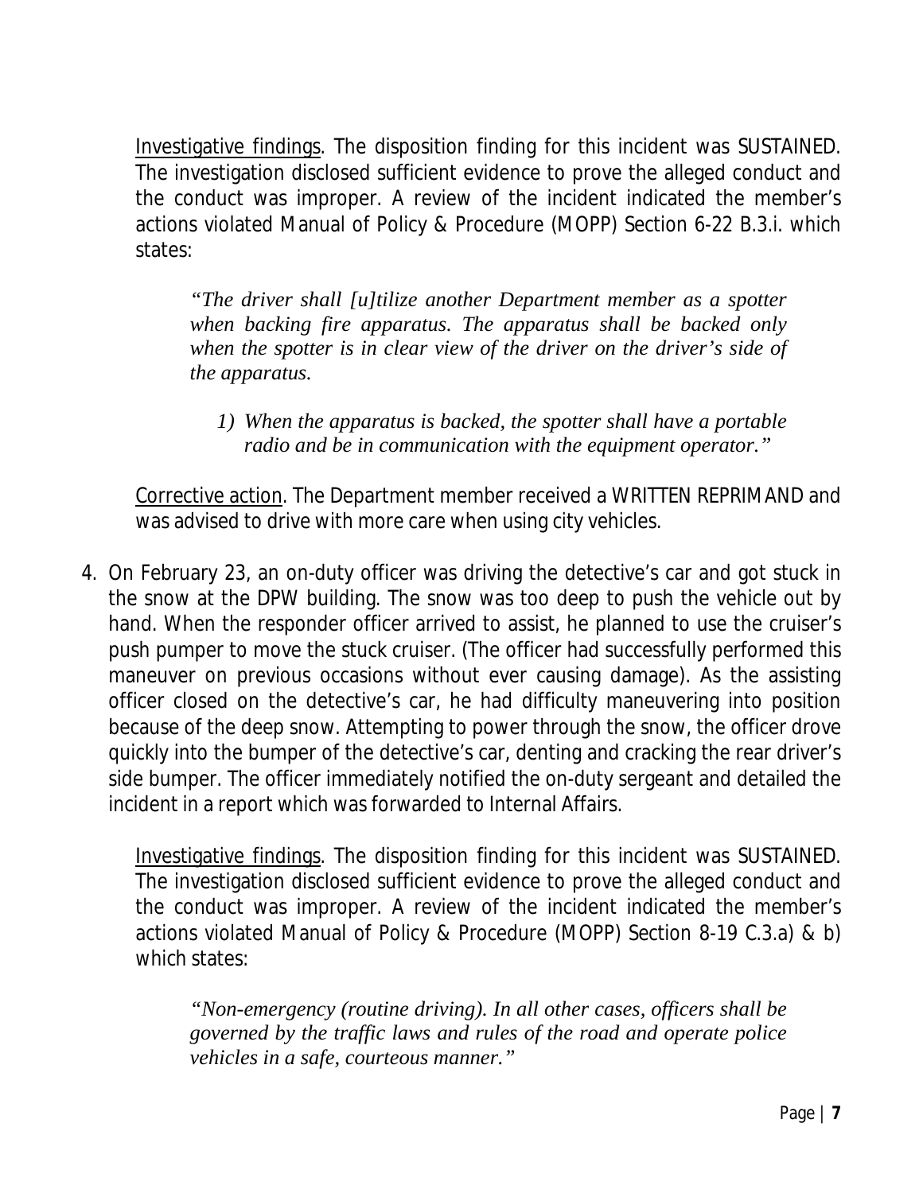Investigative findings. The disposition finding for this incident was SUSTAINED. The investigation disclosed sufficient evidence to prove the alleged conduct and the conduct was improper. A review of the incident indicated the member's actions violated Manual of Policy & Procedure (MOPP) Section 6-22 B.3.i. which states:

> *"The driver shall [u]tilize another Department member as a spotter when backing fire apparatus. The apparatus shall be backed only when the spotter is in clear view of the driver on the driver's side of the apparatus.*
>
> *1) When the apparatus is backed, the spotter shall have a portable radio and be in communication with the equipment operator."*

Corrective action. The Department member received a WRITTEN REPRIMAND and was advised to drive with more care when using city vehicles.

4. On February 23, an on-duty officer was driving the detective's car and got stuck in the snow at the DPW building. The snow was too deep to push the vehicle out by hand. When the responder officer arrived to assist, he planned to use the cruiser's push pumper to move the stuck cruiser. (The officer had successfully performed this maneuver on previous occasions without ever causing damage). As the assisting officer closed on the detective's car, he had difficulty maneuvering into position because of the deep snow. Attempting to power through the snow, the officer drove quickly into the bumper of the detective's car, denting and cracking the rear driver's side bumper. The officer immediately notified the on-duty sergeant and detailed the incident in a report which was forwarded to Internal Affairs.

   Investigative findings. The disposition finding for this incident was SUSTAINED. The investigation disclosed sufficient evidence to prove the alleged conduct and the conduct was improper. A review of the incident indicated the member's actions violated Manual of Policy & Procedure (MOPP) Section 8-19 C.3.a) & b) which states:

   > *"Non-emergency (routine driving). In all other cases, officers shall be governed by the traffic laws and rules of the road and operate police vehicles in a safe, courteous manner."*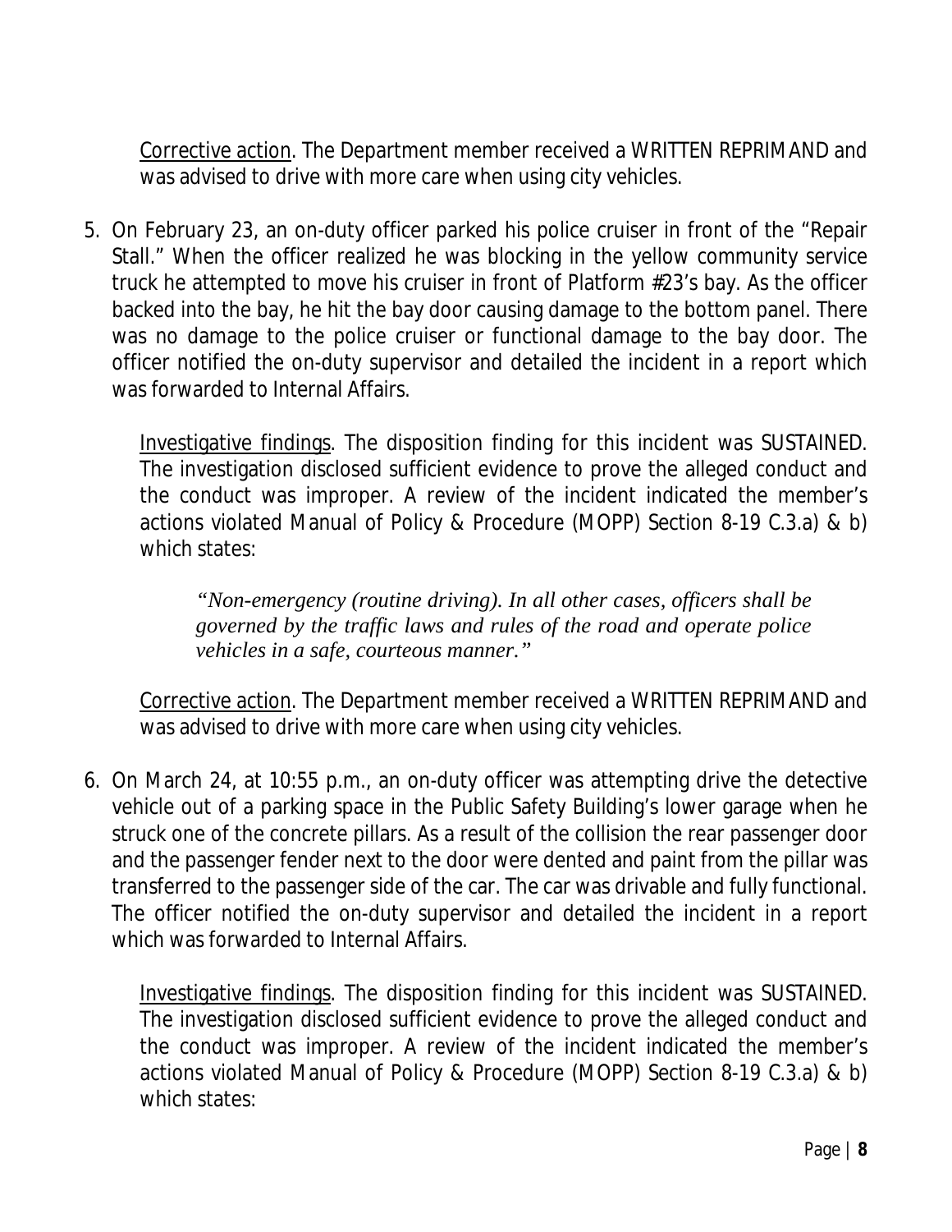Corrective action. The Department member received a WRITTEN REPRIMAND and was advised to drive with more care when using city vehicles.

5. On February 23, an on-duty officer parked his police cruiser in front of the "Repair Stall." When the officer realized he was blocking in the yellow community service truck he attempted to move his cruiser in front of Platform #23's bay. As the officer backed into the bay, he hit the bay door causing damage to the bottom panel. There was no damage to the police cruiser or functional damage to the bay door. The officer notified the on-duty supervisor and detailed the incident in a report which was forwarded to Internal Affairs.

   Investigative findings. The disposition finding for this incident was SUSTAINED. The investigation disclosed sufficient evidence to prove the alleged conduct and the conduct was improper. A review of the incident indicated the member's actions violated Manual of Policy & Procedure (MOPP) Section 8-19 C.3.a) & b) which states:

   > *"Non-emergency (routine driving). In all other cases, officers shall be governed by the traffic laws and rules of the road and operate police vehicles in a safe, courteous manner."*

   Corrective action. The Department member received a WRITTEN REPRIMAND and was advised to drive with more care when using city vehicles.

6. On March 24, at 10:55 p.m., an on-duty officer was attempting drive the detective vehicle out of a parking space in the Public Safety Building's lower garage when he struck one of the concrete pillars. As a result of the collision the rear passenger door and the passenger fender next to the door were dented and paint from the pillar was transferred to the passenger side of the car. The car was drivable and fully functional. The officer notified the on-duty supervisor and detailed the incident in a report which was forwarded to Internal Affairs.

   Investigative findings. The disposition finding for this incident was SUSTAINED. The investigation disclosed sufficient evidence to prove the alleged conduct and the conduct was improper. A review of the incident indicated the member's actions violated Manual of Policy & Procedure (MOPP) Section 8-19 C.3.a) & b) which states: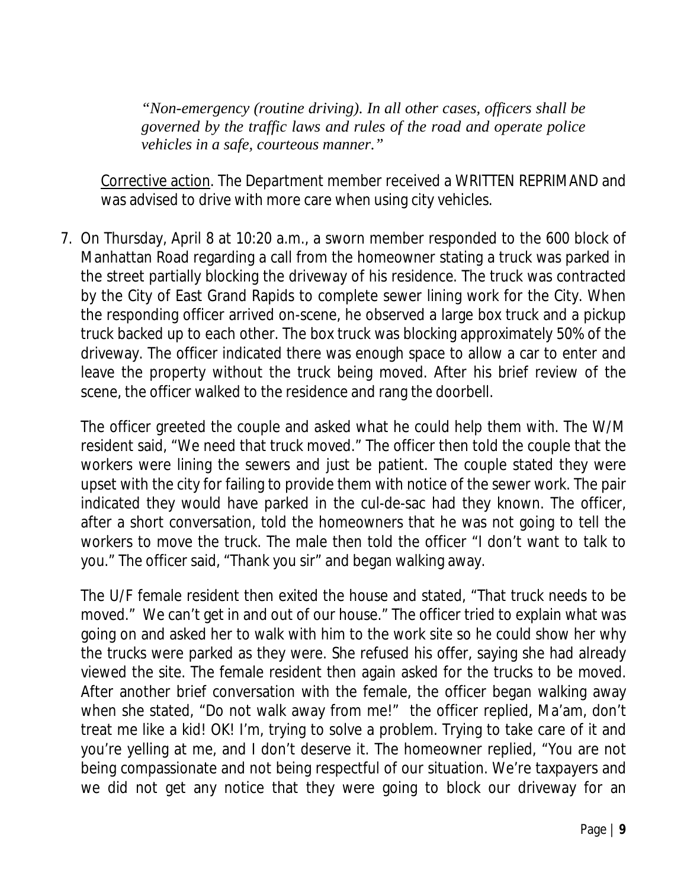> *"Non-emergency (routine driving). In all other cases, officers shall be governed by the traffic laws and rules of the road and operate police vehicles in a safe, courteous manner."*

Corrective action. The Department member received a WRITTEN REPRIMAND and was advised to drive with more care when using city vehicles.

7. On Thursday, April 8 at 10:20 a.m., a sworn member responded to the 600 block of Manhattan Road regarding a call from the homeowner stating a truck was parked in the street partially blocking the driveway of his residence. The truck was contracted by the City of East Grand Rapids to complete sewer lining work for the City. When the responding officer arrived on-scene, he observed a large box truck and a pickup truck backed up to each other. The box truck was blocking approximately 50% of the driveway. The officer indicated there was enough space to allow a car to enter and leave the property without the truck being moved. After his brief review of the scene, the officer walked to the residence and rang the doorbell.

   The officer greeted the couple and asked what he could help them with. The W/M resident said, "We need that truck moved." The officer then told the couple that the workers were lining the sewers and just be patient. The couple stated they were upset with the city for failing to provide them with notice of the sewer work. The pair indicated they would have parked in the cul-de-sac had they known. The officer, after a short conversation, told the homeowners that he was not going to tell the workers to move the truck. The male then told the officer "I don't want to talk to you." The officer said, "Thank you sir" and began walking away.

   The U/F female resident then exited the house and stated, "That truck needs to be moved." We can't get in and out of our house." The officer tried to explain what was going on and asked her to walk with him to the work site so he could show her why the trucks were parked as they were. She refused his offer, saying she had already viewed the site. The female resident then again asked for the trucks to be moved. After another brief conversation with the female, the officer began walking away when she stated, "Do not walk away from me!" the officer replied, Ma'am, don't treat me like a kid! OK! I'm, trying to solve a problem. Trying to take care of it and you're yelling at me, and I don't deserve it. The homeowner replied, "You are not being compassionate and not being respectful of our situation. We're taxpayers and we did not get any notice that they were going to block our driveway for an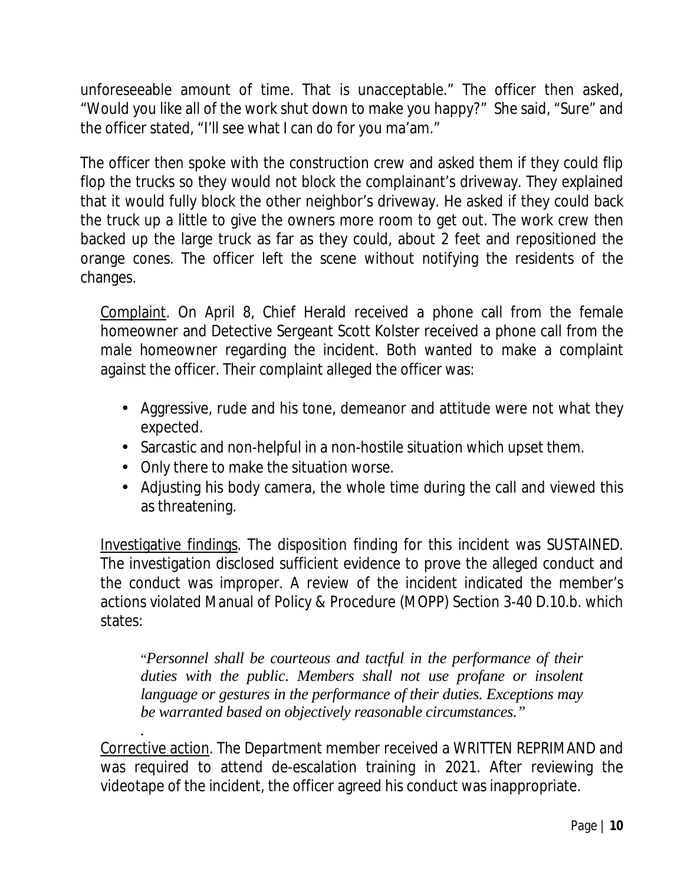unforeseeable amount of time. That is unacceptable." The officer then asked, "Would you like all of the work shut down to make you happy?" She said, "Sure" and the officer stated, "I'll see what I can do for you ma'am."

The officer then spoke with the construction crew and asked them if they could flip flop the trucks so they would not block the complainant's driveway. They explained that it would fully block the other neighbor's driveway. He asked if they could back the truck up a little to give the owners more room to get out. The work crew then backed up the large truck as far as they could, about 2 feet and repositioned the orange cones. The officer left the scene without notifying the residents of the changes.

Complaint. On April 8, Chief Herald received a phone call from the female homeowner and Detective Sergeant Scott Kolster received a phone call from the male homeowner regarding the incident. Both wanted to make a complaint against the officer. Their complaint alleged the officer was:

- Aggressive, rude and his tone, demeanor and attitude were not what they expected.
- Sarcastic and non-helpful in a non-hostile situation which upset them.
- Only there to make the situation worse.
- Adjusting his body camera, the whole time during the call and viewed this as threatening.

Investigative findings. The disposition finding for this incident was SUSTAINED. The investigation disclosed sufficient evidence to prove the alleged conduct and the conduct was improper. A review of the incident indicated the member's actions violated Manual of Policy & Procedure (MOPP) Section 3-40 D.10.b. which states:

> "*Personnel shall be courteous and tactful in the performance of their duties with the public. Members shall not use profane or insolent language or gestures in the performance of their duties. Exceptions may be warranted based on objectively reasonable circumstances."*

Corrective action. The Department member received a WRITTEN REPRIMAND and was required to attend de-escalation training in 2021. After reviewing the videotape of the incident, the officer agreed his conduct was inappropriate.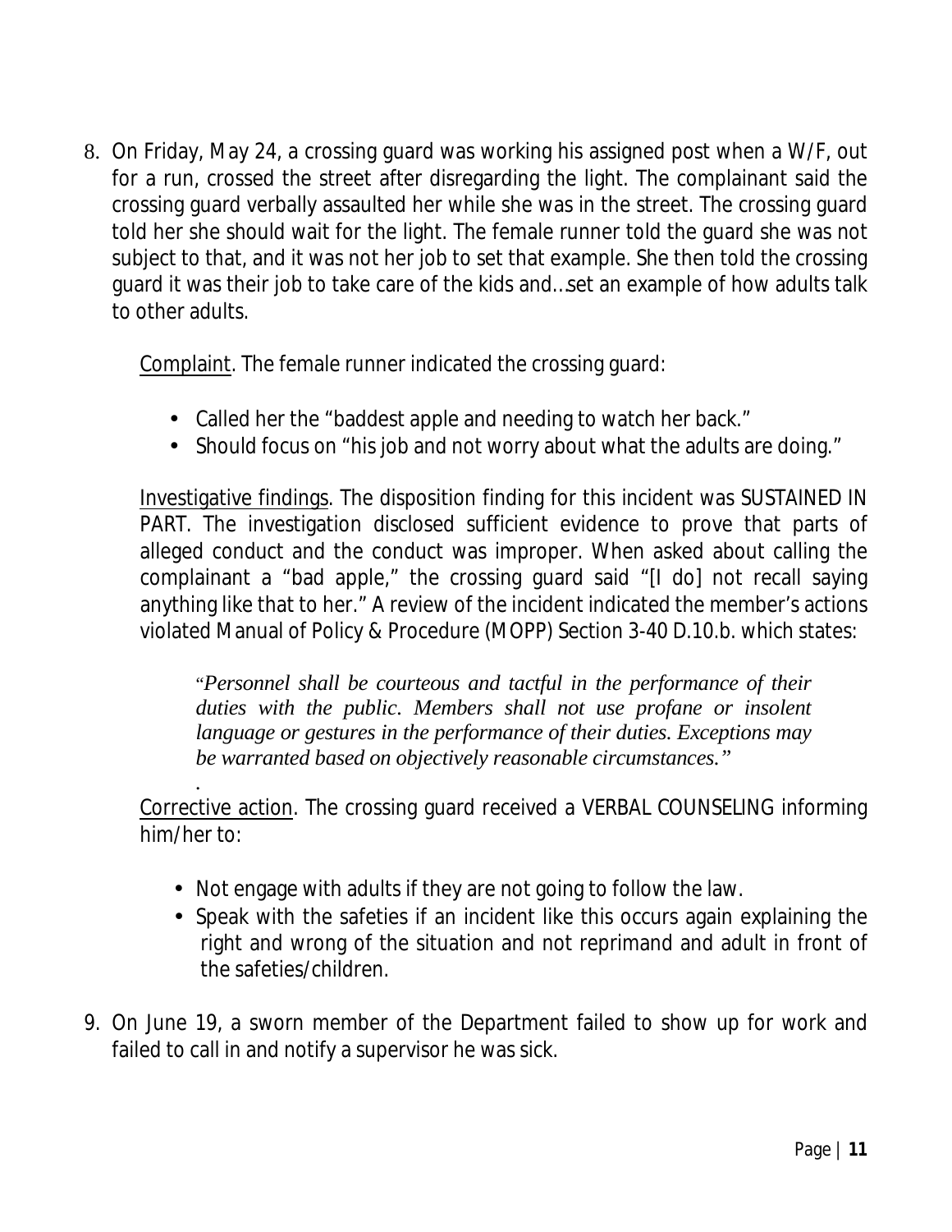8. On Friday, May 24, a crossing guard was working his assigned post when a W/F, out for a run, crossed the street after disregarding the light. The complainant said the crossing guard verbally assaulted her while she was in the street. The crossing guard told her she should wait for the light. The female runner told the guard she was not subject to that, and it was not her job to set that example. She then told the crossing guard it was their job to take care of the kids and…set an example of how adults talk to other adults.

   Complaint. The female runner indicated the crossing guard:

   - Called her the "baddest apple and needing to watch her back."
   - Should focus on "his job and not worry about what the adults are doing."

   Investigative findings. The disposition finding for this incident was SUSTAINED IN PART. The investigation disclosed sufficient evidence to prove that parts of alleged conduct and the conduct was improper. When asked about calling the complainant a "bad apple," the crossing guard said "[I do] not recall saying anything like that to her." A review of the incident indicated the member's actions violated Manual of Policy & Procedure (MOPP) Section 3-40 D.10.b. which states:

   > "*Personnel shall be courteous and tactful in the performance of their duties with the public. Members shall not use profane or insolent language or gestures in the performance of their duties. Exceptions may be warranted based on objectively reasonable circumstances.*"

   .
   Corrective action. The crossing guard received a VERBAL COUNSELING informing him/her to:

   - Not engage with adults if they are not going to follow the law.
   - Speak with the safeties if an incident like this occurs again explaining the right and wrong of the situation and not reprimand and adult in front of the safeties/children.

9. On June 19, a sworn member of the Department failed to show up for work and failed to call in and notify a supervisor he was sick.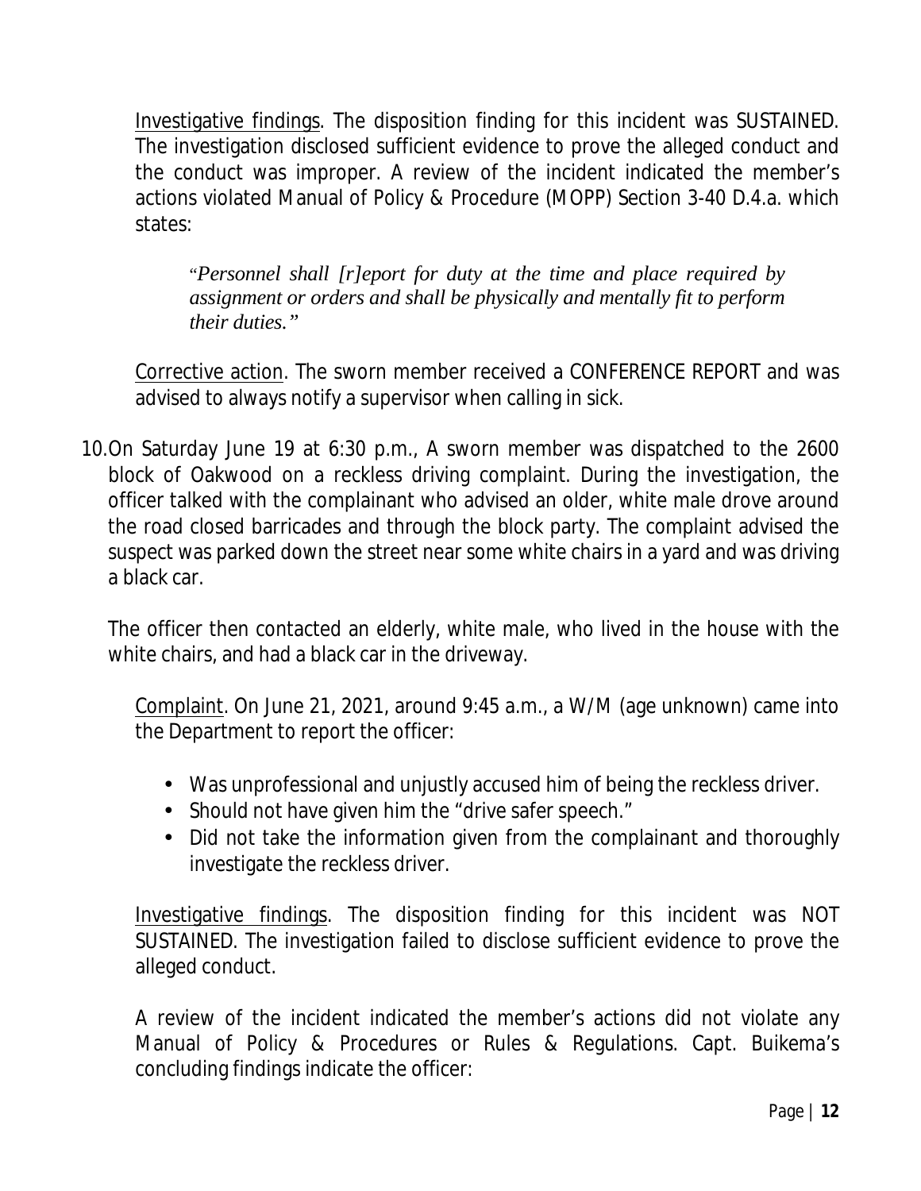Investigative findings. The disposition finding for this incident was SUSTAINED. The investigation disclosed sufficient evidence to prove the alleged conduct and the conduct was improper. A review of the incident indicated the member's actions violated Manual of Policy & Procedure (MOPP) Section 3-40 D.4.a. which states:

> "*Personnel shall [r]eport for duty at the time and place required by assignment or orders and shall be physically and mentally fit to perform their duties.*"

Corrective action. The sworn member received a CONFERENCE REPORT and was advised to always notify a supervisor when calling in sick.

10. On Saturday June 19 at 6:30 p.m., A sworn member was dispatched to the 2600 block of Oakwood on a reckless driving complaint. During the investigation, the officer talked with the complainant who advised an older, white male drove around the road closed barricades and through the block party. The complaint advised the suspect was parked down the street near some white chairs in a yard and was driving a black car.

    The officer then contacted an elderly, white male, who lived in the house with the white chairs, and had a black car in the driveway.

    Complaint. On June 21, 2021, around 9:45 a.m., a W/M (age unknown) came into the Department to report the officer:

    - Was unprofessional and unjustly accused him of being the reckless driver.
    - Should not have given him the "drive safer speech."
    - Did not take the information given from the complainant and thoroughly investigate the reckless driver.

    Investigative findings. The disposition finding for this incident was NOT SUSTAINED. The investigation failed to disclose sufficient evidence to prove the alleged conduct.

    A review of the incident indicated the member's actions did not violate any Manual of Policy & Procedures or Rules & Regulations. Capt. Buikema's concluding findings indicate the officer: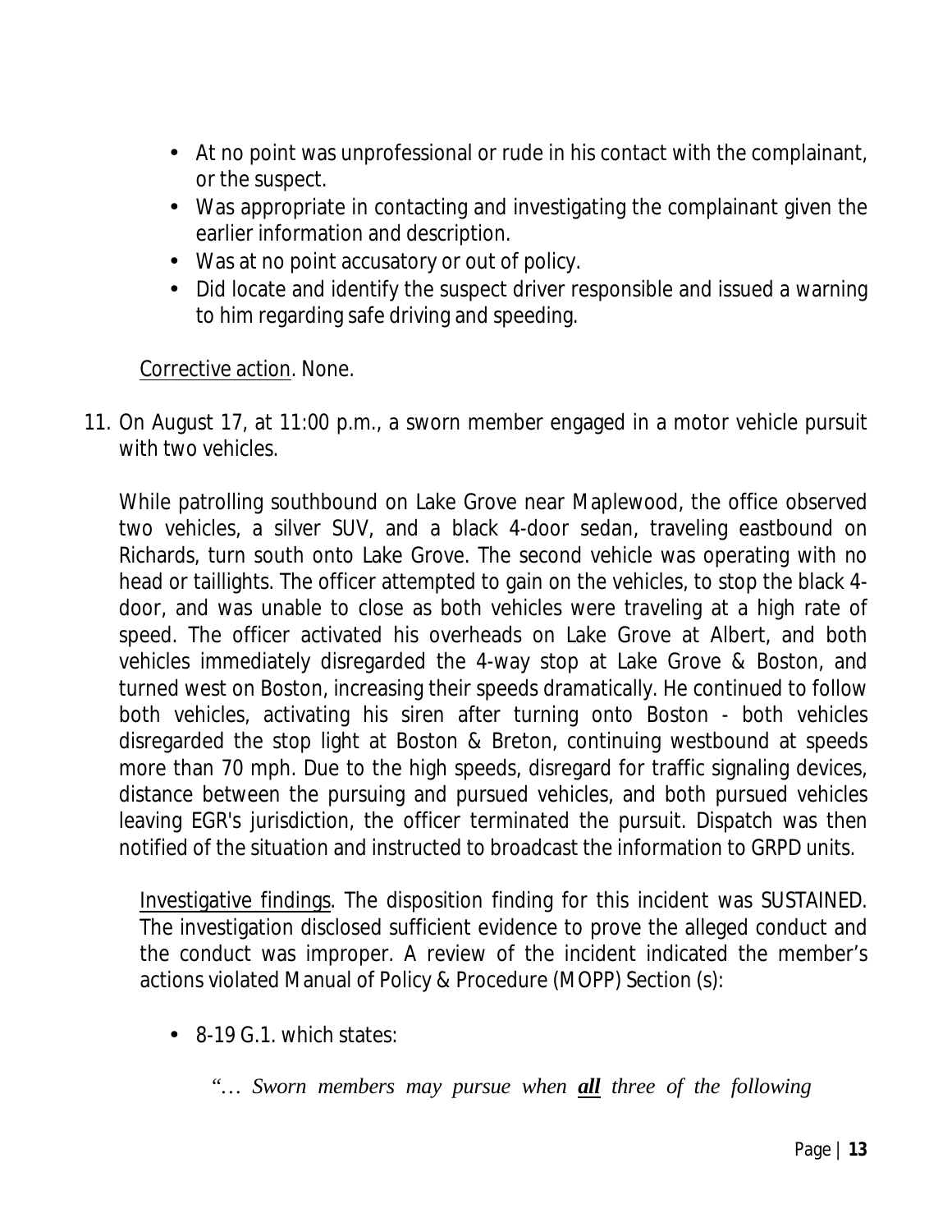- At no point was unprofessional or rude in his contact with the complainant, or the suspect.
- Was appropriate in contacting and investigating the complainant given the earlier information and description.
- Was at no point accusatory or out of policy.
- Did locate and identify the suspect driver responsible and issued a warning to him regarding safe driving and speeding.

<u>Corrective action</u>. None.

11. On August 17, at 11:00 p.m., a sworn member engaged in a motor vehicle pursuit with two vehicles.

    While patrolling southbound on Lake Grove near Maplewood, the office observed two vehicles, a silver SUV, and a black 4-door sedan, traveling eastbound on Richards, turn south onto Lake Grove. The second vehicle was operating with no head or taillights. The officer attempted to gain on the vehicles, to stop the black 4-door, and was unable to close as both vehicles were traveling at a high rate of speed. The officer activated his overheads on Lake Grove at Albert, and both vehicles immediately disregarded the 4-way stop at Lake Grove & Boston, and turned west on Boston, increasing their speeds dramatically. He continued to follow both vehicles, activating his siren after turning onto Boston - both vehicles disregarded the stop light at Boston & Breton, continuing westbound at speeds more than 70 mph. Due to the high speeds, disregard for traffic signaling devices, distance between the pursuing and pursued vehicles, and both pursued vehicles leaving EGR's jurisdiction, the officer terminated the pursuit. Dispatch was then notified of the situation and instructed to broadcast the information to GRPD units.

    <u>Investigative findings</u>. The disposition finding for this incident was SUSTAINED. The investigation disclosed sufficient evidence to prove the alleged conduct and the conduct was improper. A review of the incident indicated the member's actions violated Manual of Policy & Procedure (MOPP) Section (s):

    - 8-19 G.1. which states:

      *"… Sworn members may pursue when **<u>all</u>** three of the following*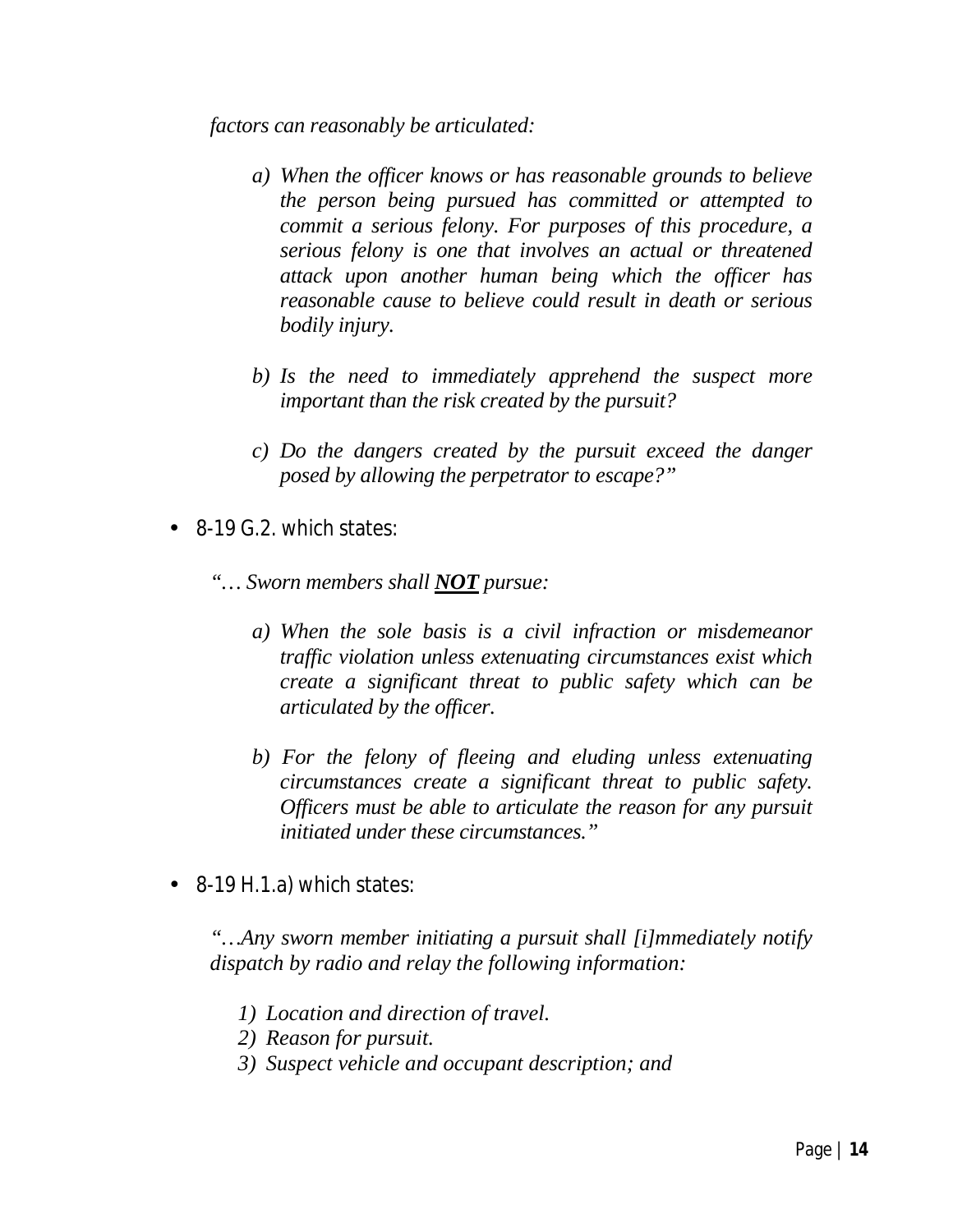*factors can reasonably be articulated:*

- *a) When the officer knows or has reasonable grounds to believe the person being pursued has committed or attempted to commit a serious felony. For purposes of this procedure, a serious felony is one that involves an actual or threatened attack upon another human being which the officer has reasonable cause to believe could result in death or serious bodily injury.*

- *b) Is the need to immediately apprehend the suspect more important than the risk created by the pursuit?*

- *c) Do the dangers created by the pursuit exceed the danger posed by allowing the perpetrator to escape?"*

- 8-19 G.2. which states:

  *"… Sworn members shall **NOT** pursue:*

  - *a) When the sole basis is a civil infraction or misdemeanor traffic violation unless extenuating circumstances exist which create a significant threat to public safety which can be articulated by the officer.*

  - *b) For the felony of fleeing and eluding unless extenuating circumstances create a significant threat to public safety. Officers must be able to articulate the reason for any pursuit initiated under these circumstances."*

- 8-19 H.1.a) which states:

  *"…Any sworn member initiating a pursuit shall [i]mmediately notify dispatch by radio and relay the following information:*

  - *1) Location and direction of travel.*
  - *2) Reason for pursuit.*
  - *3) Suspect vehicle and occupant description; and*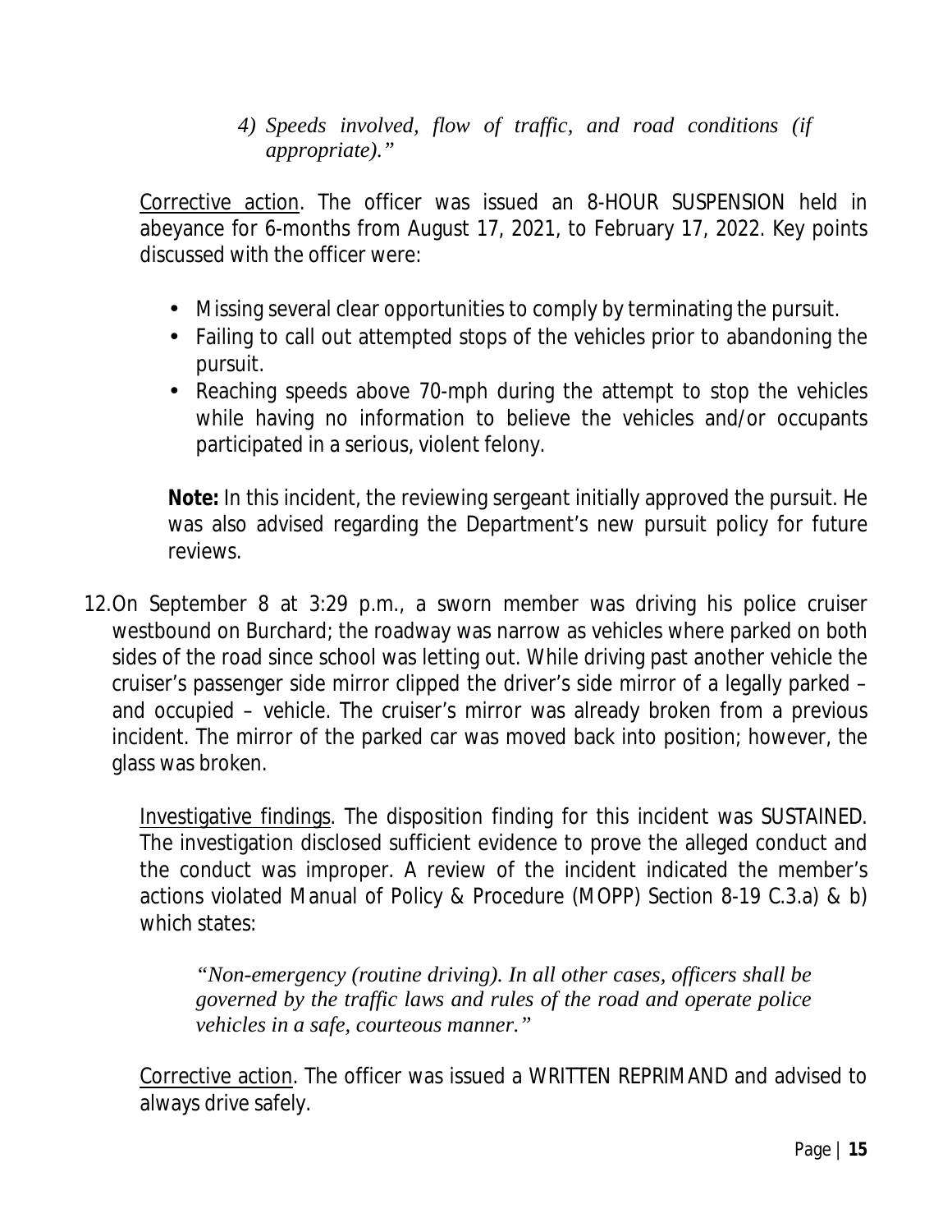*4) Speeds involved, flow of traffic, and road conditions (if appropriate)."*

Corrective action. The officer was issued an 8-HOUR SUSPENSION held in abeyance for 6-months from August 17, 2021, to February 17, 2022. Key points discussed with the officer were:

- Missing several clear opportunities to comply by terminating the pursuit.
- Failing to call out attempted stops of the vehicles prior to abandoning the pursuit.
- Reaching speeds above 70-mph during the attempt to stop the vehicles while having no information to believe the vehicles and/or occupants participated in a serious, violent felony.

**Note:** In this incident, the reviewing sergeant initially approved the pursuit. He was also advised regarding the Department's new pursuit policy for future reviews.

12. On September 8 at 3:29 p.m., a sworn member was driving his police cruiser westbound on Burchard; the roadway was narrow as vehicles where parked on both sides of the road since school was letting out. While driving past another vehicle the cruiser's passenger side mirror clipped the driver's side mirror of a legally parked – and occupied – vehicle. The cruiser's mirror was already broken from a previous incident. The mirror of the parked car was moved back into position; however, the glass was broken.

    Investigative findings. The disposition finding for this incident was SUSTAINED. The investigation disclosed sufficient evidence to prove the alleged conduct and the conduct was improper. A review of the incident indicated the member's actions violated Manual of Policy & Procedure (MOPP) Section 8-19 C.3.a) & b) which states:

    *"Non-emergency (routine driving). In all other cases, officers shall be governed by the traffic laws and rules of the road and operate police vehicles in a safe, courteous manner."*

    Corrective action. The officer was issued a WRITTEN REPRIMAND and advised to always drive safely.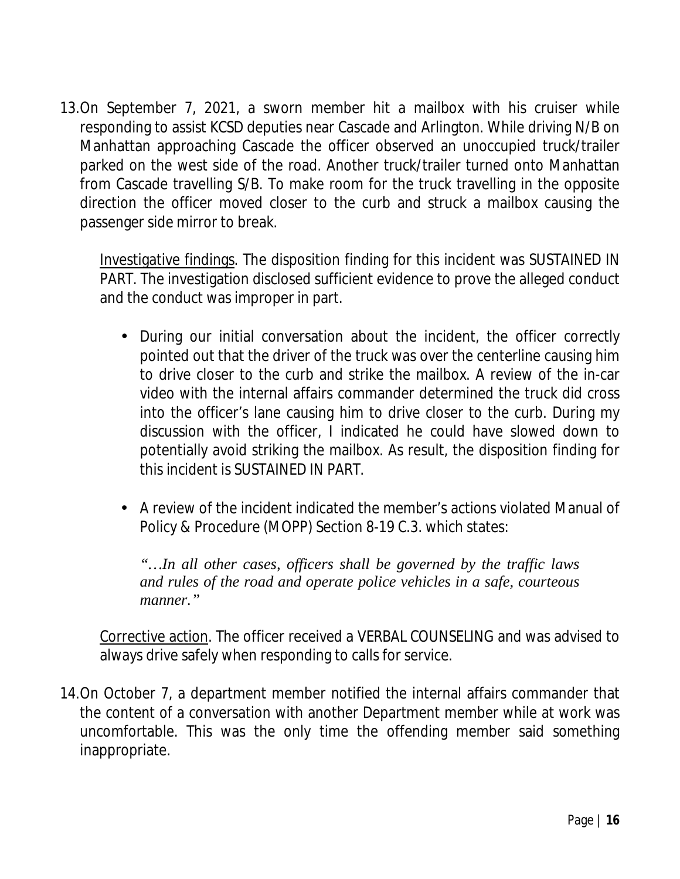13. On September 7, 2021, a sworn member hit a mailbox with his cruiser while responding to assist KCSD deputies near Cascade and Arlington. While driving N/B on Manhattan approaching Cascade the officer observed an unoccupied truck/trailer parked on the west side of the road. Another truck/trailer turned onto Manhattan from Cascade travelling S/B. To make room for the truck travelling in the opposite direction the officer moved closer to the curb and struck a mailbox causing the passenger side mirror to break.

    Investigative findings. The disposition finding for this incident was SUSTAINED IN PART. The investigation disclosed sufficient evidence to prove the alleged conduct and the conduct was improper in part.

    - During our initial conversation about the incident, the officer correctly pointed out that the driver of the truck was over the centerline causing him to drive closer to the curb and strike the mailbox. A review of the in-car video with the internal affairs commander determined the truck did cross into the officer's lane causing him to drive closer to the curb. During my discussion with the officer, I indicated he could have slowed down to potentially avoid striking the mailbox. As result, the disposition finding for this incident is SUSTAINED IN PART.
    - A review of the incident indicated the member's actions violated Manual of Policy & Procedure (MOPP) Section 8-19 C.3. which states:

      *"…In all other cases, officers shall be governed by the traffic laws and rules of the road and operate police vehicles in a safe, courteous manner."*

    Corrective action. The officer received a VERBAL COUNSELING and was advised to always drive safely when responding to calls for service.

14. On October 7, a department member notified the internal affairs commander that the content of a conversation with another Department member while at work was uncomfortable. This was the only time the offending member said something inappropriate.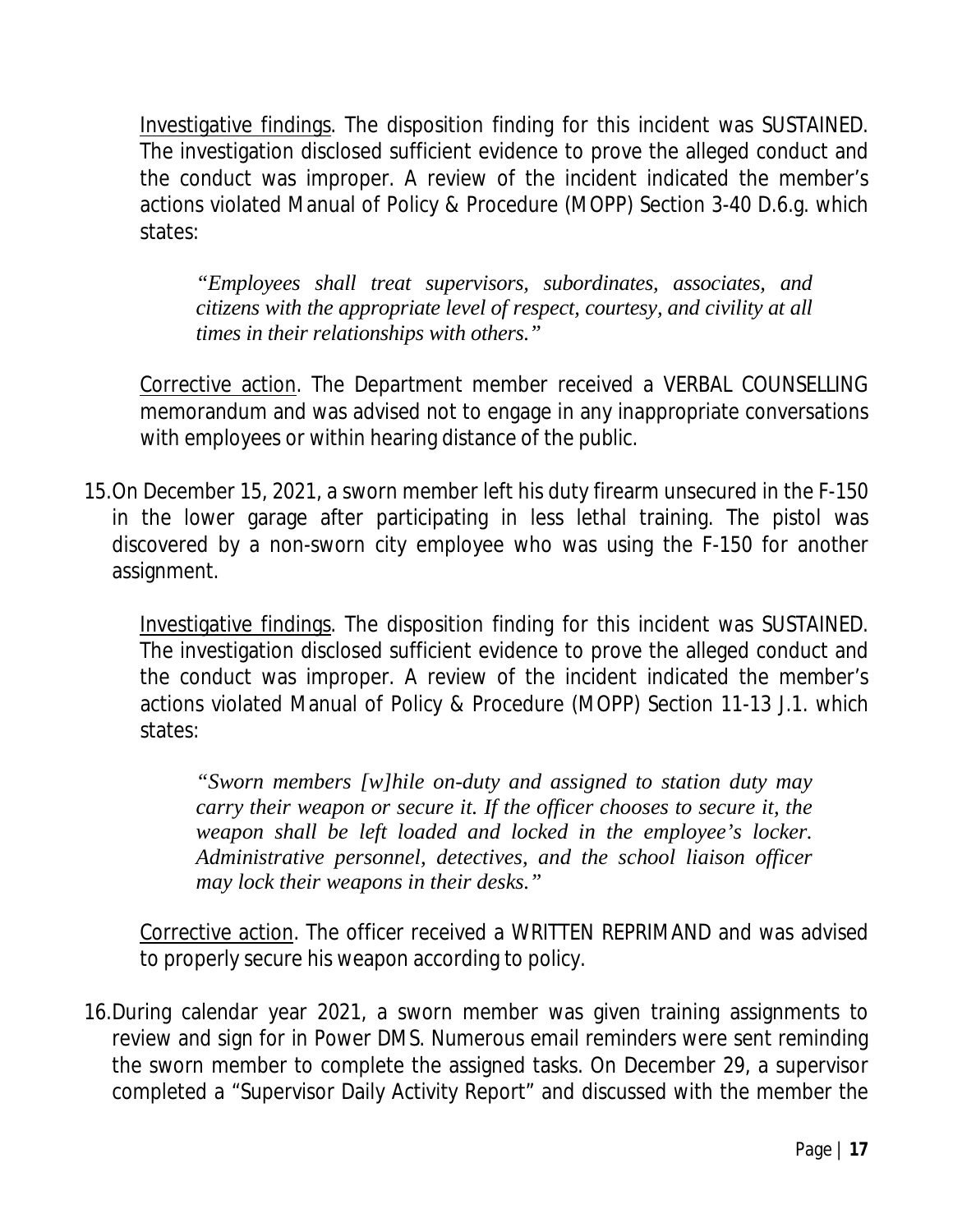Investigative findings. The disposition finding for this incident was SUSTAINED. The investigation disclosed sufficient evidence to prove the alleged conduct and the conduct was improper. A review of the incident indicated the member's actions violated Manual of Policy & Procedure (MOPP) Section 3-40 D.6.g. which states:

> *"Employees shall treat supervisors, subordinates, associates, and citizens with the appropriate level of respect, courtesy, and civility at all times in their relationships with others."*

Corrective action. The Department member received a VERBAL COUNSELLING memorandum and was advised not to engage in any inappropriate conversations with employees or within hearing distance of the public.

15. On December 15, 2021, a sworn member left his duty firearm unsecured in the F-150 in the lower garage after participating in less lethal training. The pistol was discovered by a non-sworn city employee who was using the F-150 for another assignment.

    Investigative findings. The disposition finding for this incident was SUSTAINED. The investigation disclosed sufficient evidence to prove the alleged conduct and the conduct was improper. A review of the incident indicated the member's actions violated Manual of Policy & Procedure (MOPP) Section 11-13 J.1. which states:

    > *"Sworn members [w]hile on-duty and assigned to station duty may carry their weapon or secure it. If the officer chooses to secure it, the weapon shall be left loaded and locked in the employee's locker. Administrative personnel, detectives, and the school liaison officer may lock their weapons in their desks."*

    Corrective action. The officer received a WRITTEN REPRIMAND and was advised to properly secure his weapon according to policy.

16. During calendar year 2021, a sworn member was given training assignments to review and sign for in Power DMS. Numerous email reminders were sent reminding the sworn member to complete the assigned tasks. On December 29, a supervisor completed a "Supervisor Daily Activity Report" and discussed with the member the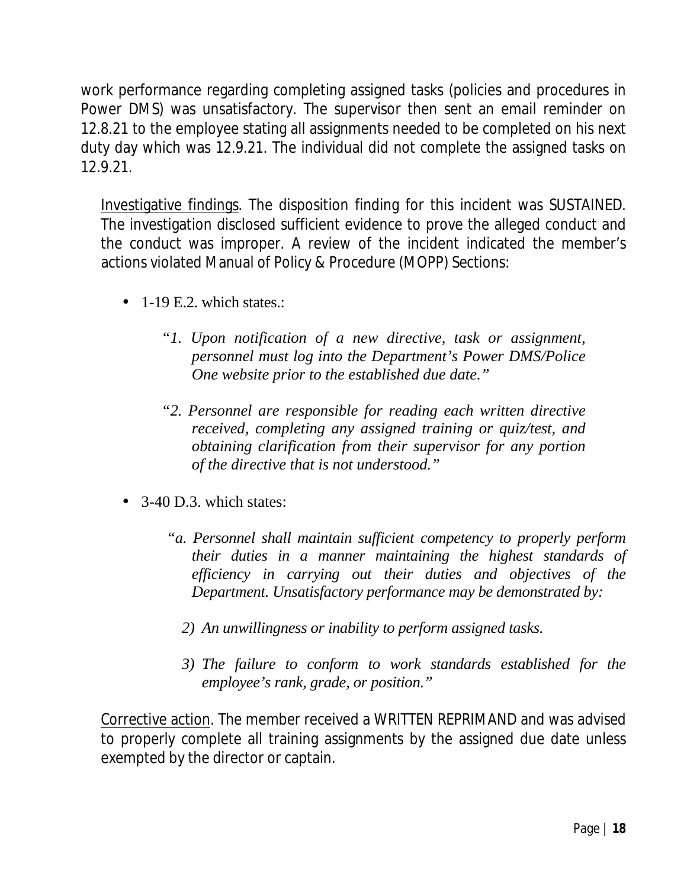work performance regarding completing assigned tasks (policies and procedures in Power DMS) was unsatisfactory. The supervisor then sent an email reminder on 12.8.21 to the employee stating all assignments needed to be completed on his next duty day which was 12.9.21. The individual did not complete the assigned tasks on 12.9.21.

Investigative findings. The disposition finding for this incident was SUSTAINED. The investigation disclosed sufficient evidence to prove the alleged conduct and the conduct was improper. A review of the incident indicated the member's actions violated Manual of Policy & Procedure (MOPP) Sections:

- 1-19 E.2. which states.:

  *"1. Upon notification of a new directive, task or assignment, personnel must log into the Department's Power DMS/Police One website prior to the established due date."*

  *"2. Personnel are responsible for reading each written directive received, completing any assigned training or quiz/test, and obtaining clarification from their supervisor for any portion of the directive that is not understood."*

- 3-40 D.3. which states:

  *"a. Personnel shall maintain sufficient competency to properly perform their duties in a manner maintaining the highest standards of efficiency in carrying out their duties and objectives of the Department. Unsatisfactory performance may be demonstrated by:*

  *2) An unwillingness or inability to perform assigned tasks.*

  *3) The failure to conform to work standards established for the employee's rank, grade, or position."*

Corrective action. The member received a WRITTEN REPRIMAND and was advised to properly complete all training assignments by the assigned due date unless exempted by the director or captain.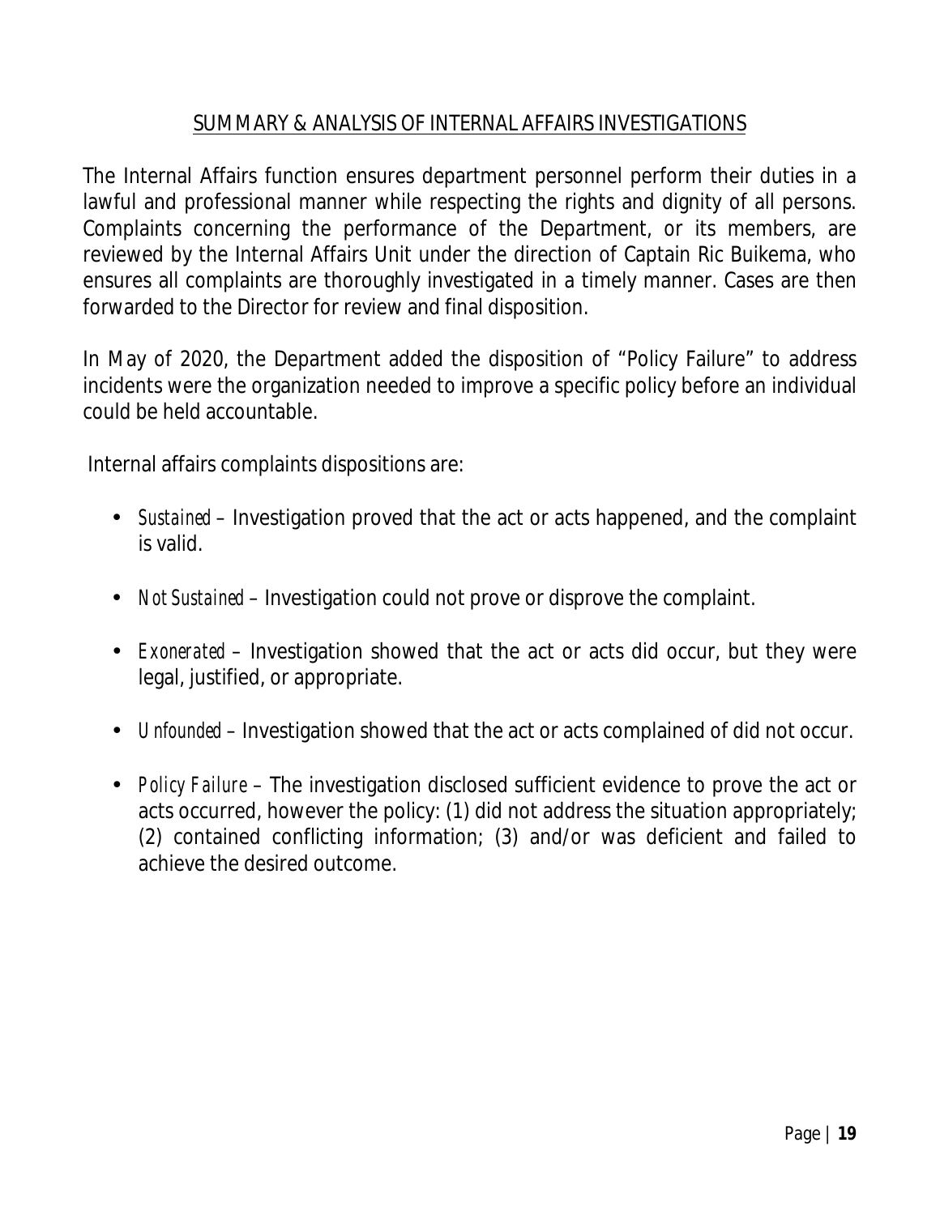## SUMMARY & ANALYSIS OF INTERNAL AFFAIRS INVESTIGATIONS

The Internal Affairs function ensures department personnel perform their duties in a lawful and professional manner while respecting the rights and dignity of all persons. Complaints concerning the performance of the Department, or its members, are reviewed by the Internal Affairs Unit under the direction of Captain Ric Buikema, who ensures all complaints are thoroughly investigated in a timely manner. Cases are then forwarded to the Director for review and final disposition.

In May of 2020, the Department added the disposition of "Policy Failure" to address incidents were the organization needed to improve a specific policy before an individual could be held accountable.

Internal affairs complaints dispositions are:

- *Sustained* – Investigation proved that the act or acts happened, and the complaint is valid.
- *Not Sustained* – Investigation could not prove or disprove the complaint.
- *Exonerated* – Investigation showed that the act or acts did occur, but they were legal, justified, or appropriate.
- *Unfounded* – Investigation showed that the act or acts complained of did not occur.
- *Policy Failure* – The investigation disclosed sufficient evidence to prove the act or acts occurred, however the policy: (1) did not address the situation appropriately; (2) contained conflicting information; (3) and/or was deficient and failed to achieve the desired outcome.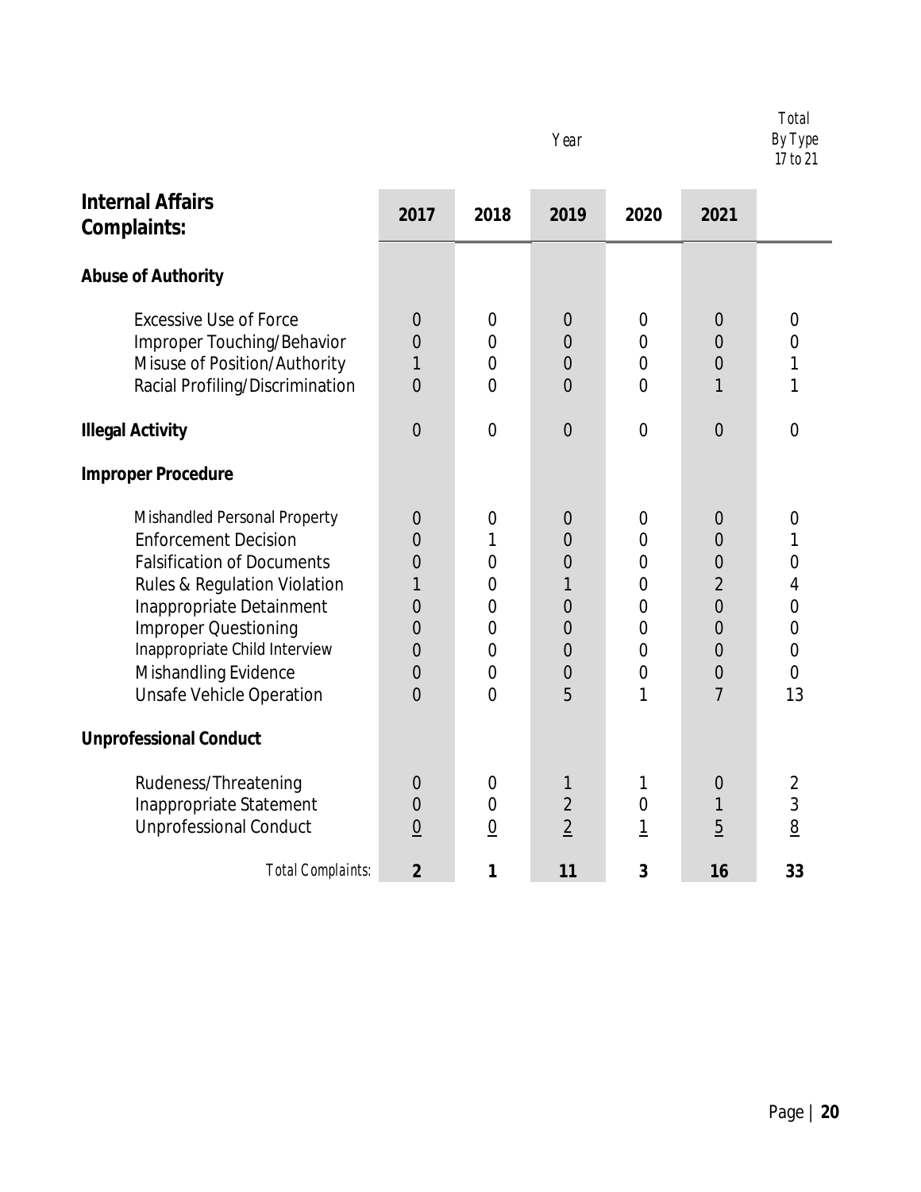| Internal Affairs Complaints: | 2017 | 2018 | 2019 | 2020 | 2021 | Total By Type 17 to 21 |
|---|---|---|---|---|---|---|
| **Abuse of Authority** | | | | | | |
| Excessive Use of Force | 0 | 0 | 0 | 0 | 0 | 0 |
| Improper Touching/Behavior | 0 | 0 | 0 | 0 | 0 | 0 |
| Misuse of Position/Authority | 1 | 0 | 0 | 0 | 0 | 1 |
| Racial Profiling/Discrimination | 0 | 0 | 0 | 0 | 1 | 1 |
| **Illegal Activity** | 0 | 0 | 0 | 0 | 0 | 0 |
| **Improper Procedure** | | | | | | |
| Mishandled Personal Property | 0 | 0 | 0 | 0 | 0 | 0 |
| Enforcement Decision | 0 | 1 | 0 | 0 | 0 | 1 |
| Falsification of Documents | 0 | 0 | 0 | 0 | 0 | 0 |
| Rules & Regulation Violation | 1 | 0 | 1 | 0 | 2 | 4 |
| Inappropriate Detainment | 0 | 0 | 0 | 0 | 0 | 0 |
| Improper Questioning | 0 | 0 | 0 | 0 | 0 | 0 |
| Inappropriate Child Interview | 0 | 0 | 0 | 0 | 0 | 0 |
| Mishandling Evidence | 0 | 0 | 0 | 0 | 0 | 0 |
| Unsafe Vehicle Operation | 0 | 0 | 5 | 1 | 7 | 13 |
| **Unprofessional Conduct** | | | | | | |
| Rudeness/Threatening | 0 | 0 | 1 | 1 | 0 | 2 |
| Inappropriate Statement | 0 | 0 | 2 | 0 | 1 | 3 |
| Unprofessional Conduct | 0 | 0 | 2 | 1 | 5 | 8 |
| *Total Complaints:* | **2** | **1** | **11** | **3** | **16** | **33** |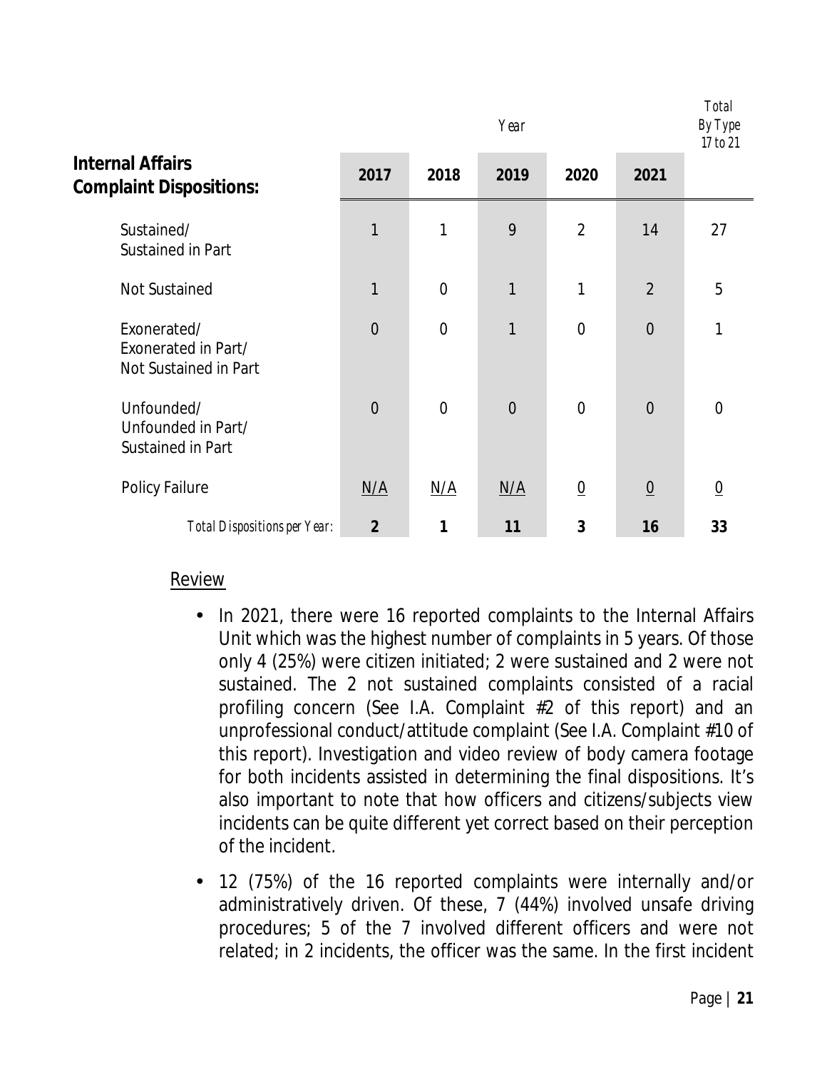| Internal Affairs Complaint Dispositions: | Year | | | | | Total By Type 17 to 21 |
|---|---|---|---|---|---|---|
| | 2017 | 2018 | 2019 | 2020 | 2021 | |
| Sustained/ Sustained in Part | 1 | 1 | 9 | 2 | 14 | 27 |
| Not Sustained | 1 | 0 | 1 | 1 | 2 | 5 |
| Exonerated/ Exonerated in Part/ Not Sustained in Part | 0 | 0 | 1 | 0 | 0 | 1 |
| Unfounded/ Unfounded in Part/ Sustained in Part | 0 | 0 | 0 | 0 | 0 | 0 |
| Policy Failure | N/A | N/A | N/A | 0 | 0 | 0 |
| *Total Dispositions per Year:* | **2** | **1** | **11** | **3** | **16** | **33** |

Review

- In 2021, there were 16 reported complaints to the Internal Affairs Unit which was the highest number of complaints in 5 years. Of those only 4 (25%) were citizen initiated; 2 were sustained and 2 were not sustained. The 2 not sustained complaints consisted of a racial profiling concern (See I.A. Complaint #2 of this report) and an unprofessional conduct/attitude complaint (See I.A. Complaint #10 of this report). Investigation and video review of body camera footage for both incidents assisted in determining the final dispositions. It's also important to note that how officers and citizens/subjects view incidents can be quite different yet correct based on their perception of the incident.
- 12 (75%) of the 16 reported complaints were internally and/or administratively driven. Of these, 7 (44%) involved unsafe driving procedures; 5 of the 7 involved different officers and were not related; in 2 incidents, the officer was the same. In the first incident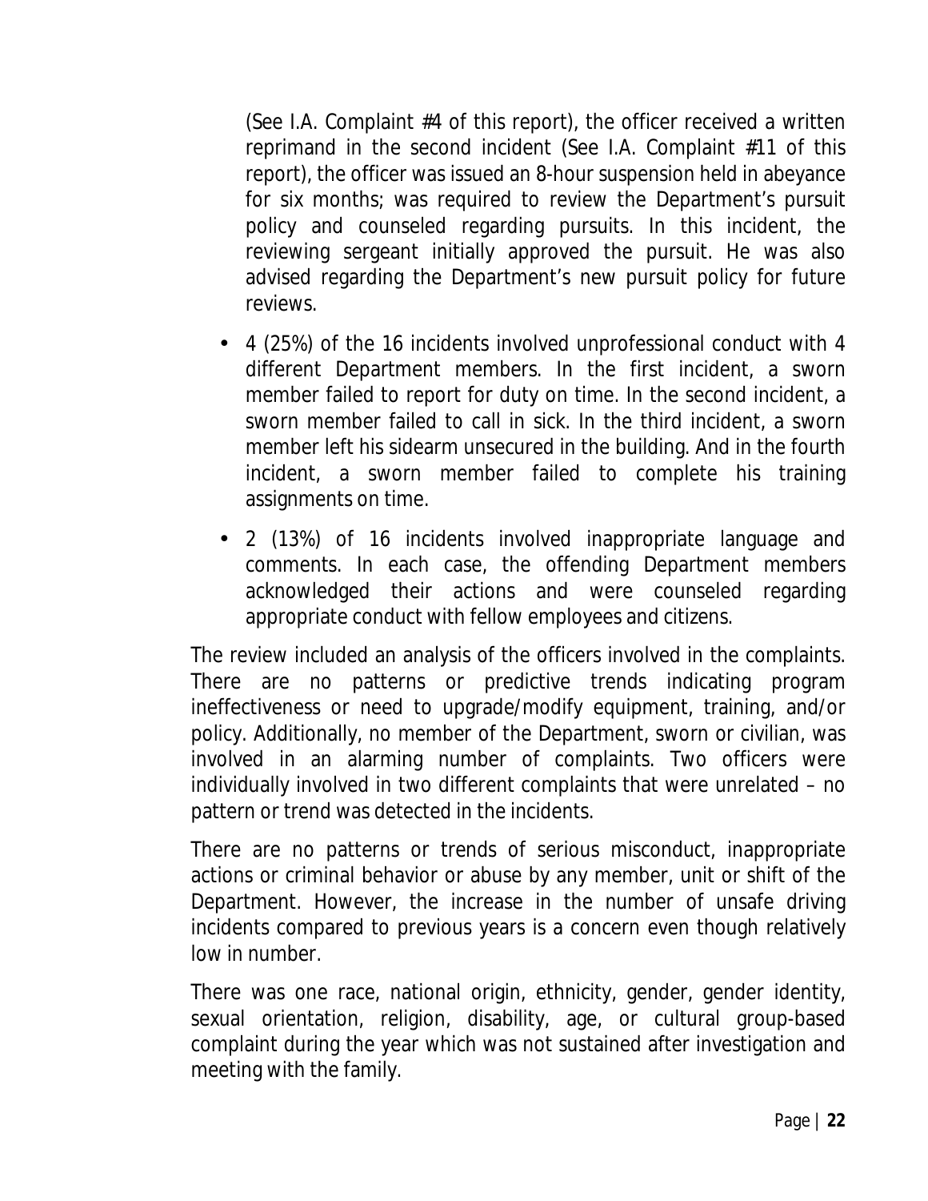(See I.A. Complaint #4 of this report), the officer received a written reprimand in the second incident (See I.A. Complaint #11 of this report), the officer was issued an 8-hour suspension held in abeyance for six months; was required to review the Department's pursuit policy and counseled regarding pursuits. In this incident, the reviewing sergeant initially approved the pursuit. He was also advised regarding the Department's new pursuit policy for future reviews.

- 4 (25%) of the 16 incidents involved unprofessional conduct with 4 different Department members. In the first incident, a sworn member failed to report for duty on time. In the second incident, a sworn member failed to call in sick. In the third incident, a sworn member left his sidearm unsecured in the building. And in the fourth incident, a sworn member failed to complete his training assignments on time.
- 2 (13%) of 16 incidents involved inappropriate language and comments. In each case, the offending Department members acknowledged their actions and were counseled regarding appropriate conduct with fellow employees and citizens.

The review included an analysis of the officers involved in the complaints. There are no patterns or predictive trends indicating program ineffectiveness or need to upgrade/modify equipment, training, and/or policy. Additionally, no member of the Department, sworn or civilian, was involved in an alarming number of complaints. Two officers were individually involved in two different complaints that were unrelated – no pattern or trend was detected in the incidents.

There are no patterns or trends of serious misconduct, inappropriate actions or criminal behavior or abuse by any member, unit or shift of the Department. However, the increase in the number of unsafe driving incidents compared to previous years is a concern even though relatively low in number.

There was one race, national origin, ethnicity, gender, gender identity, sexual orientation, religion, disability, age, or cultural group-based complaint during the year which was not sustained after investigation and meeting with the family.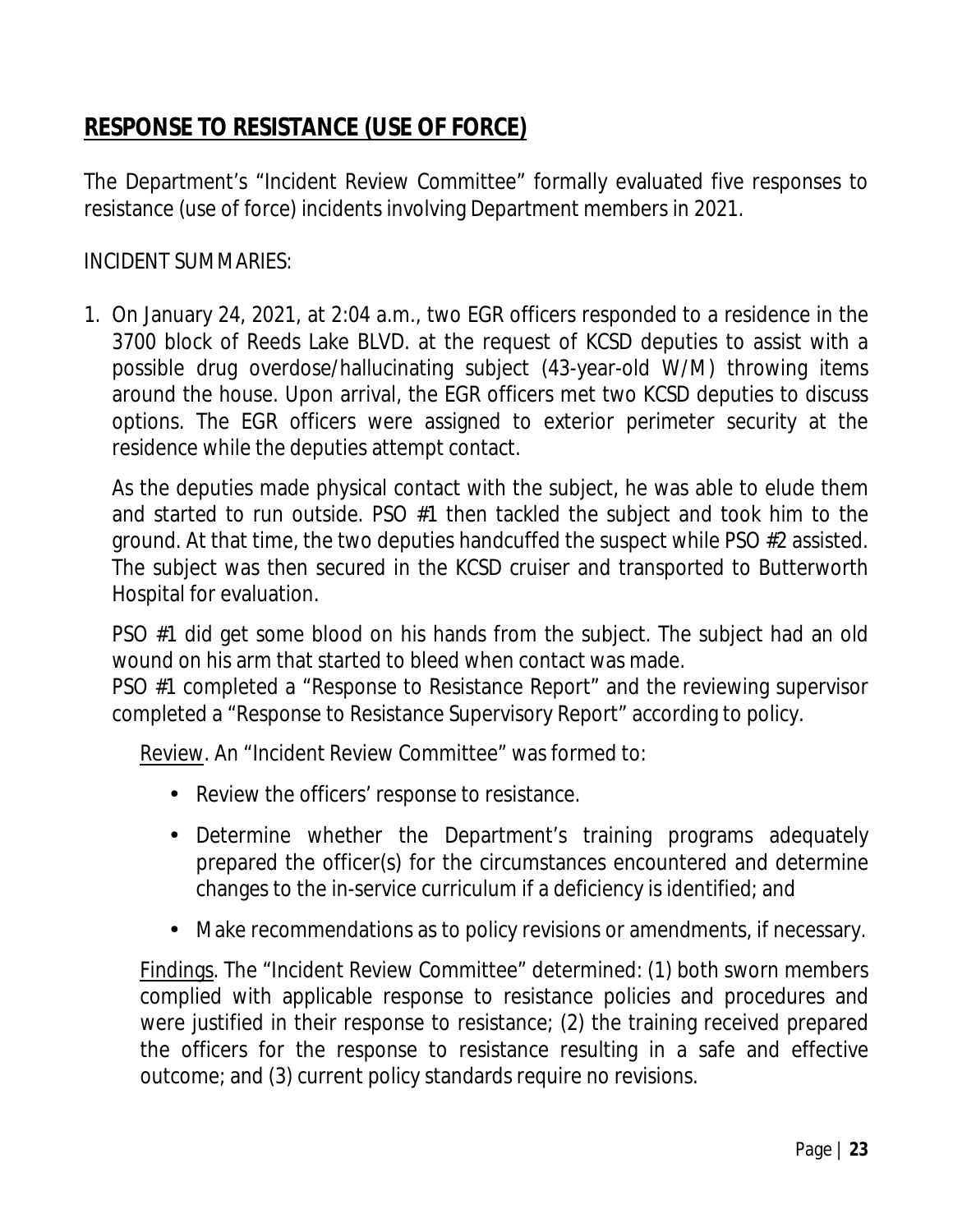## RESPONSE TO RESISTANCE (USE OF FORCE)

The Department's "Incident Review Committee" formally evaluated five responses to resistance (use of force) incidents involving Department members in 2021.

INCIDENT SUMMARIES:

1. On January 24, 2021, at 2:04 a.m., two EGR officers responded to a residence in the 3700 block of Reeds Lake BLVD. at the request of KCSD deputies to assist with a possible drug overdose/hallucinating subject (43-year-old W/M) throwing items around the house. Upon arrival, the EGR officers met two KCSD deputies to discuss options. The EGR officers were assigned to exterior perimeter security at the residence while the deputies attempt contact.

   As the deputies made physical contact with the subject, he was able to elude them and started to run outside. PSO #1 then tackled the subject and took him to the ground. At that time, the two deputies handcuffed the suspect while PSO #2 assisted. The subject was then secured in the KCSD cruiser and transported to Butterworth Hospital for evaluation.

   PSO #1 did get some blood on his hands from the subject. The subject had an old wound on his arm that started to bleed when contact was made.
   PSO #1 completed a "Response to Resistance Report" and the reviewing supervisor completed a "Response to Resistance Supervisory Report" according to policy.

   Review. An "Incident Review Committee" was formed to:

   - Review the officers' response to resistance.
   - Determine whether the Department's training programs adequately prepared the officer(s) for the circumstances encountered and determine changes to the in-service curriculum if a deficiency is identified; and
   - Make recommendations as to policy revisions or amendments, if necessary.

   Findings. The "Incident Review Committee" determined: (1) both sworn members complied with applicable response to resistance policies and procedures and were justified in their response to resistance; (2) the training received prepared the officers for the response to resistance resulting in a safe and effective outcome; and (3) current policy standards require no revisions.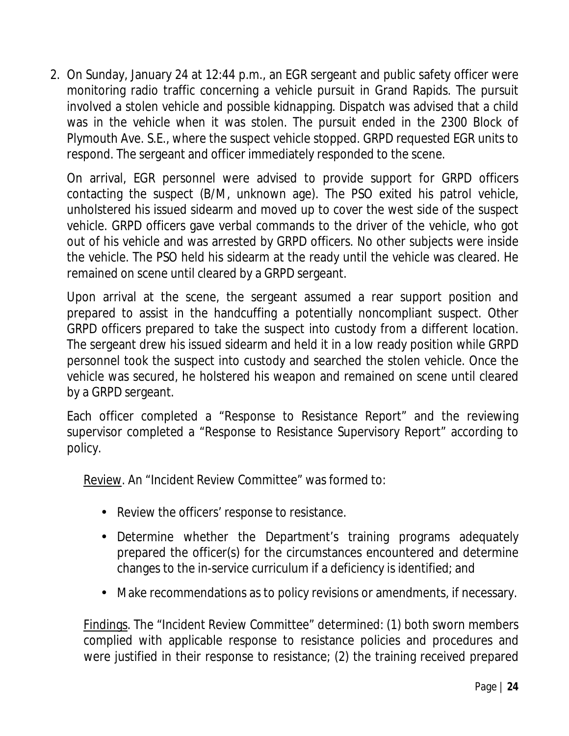2. On Sunday, January 24 at 12:44 p.m., an EGR sergeant and public safety officer were monitoring radio traffic concerning a vehicle pursuit in Grand Rapids. The pursuit involved a stolen vehicle and possible kidnapping. Dispatch was advised that a child was in the vehicle when it was stolen. The pursuit ended in the 2300 Block of Plymouth Ave. S.E., where the suspect vehicle stopped. GRPD requested EGR units to respond. The sergeant and officer immediately responded to the scene.

   On arrival, EGR personnel were advised to provide support for GRPD officers contacting the suspect (B/M, unknown age). The PSO exited his patrol vehicle, unholstered his issued sidearm and moved up to cover the west side of the suspect vehicle. GRPD officers gave verbal commands to the driver of the vehicle, who got out of his vehicle and was arrested by GRPD officers. No other subjects were inside the vehicle. The PSO held his sidearm at the ready until the vehicle was cleared. He remained on scene until cleared by a GRPD sergeant.

   Upon arrival at the scene, the sergeant assumed a rear support position and prepared to assist in the handcuffing a potentially noncompliant suspect. Other GRPD officers prepared to take the suspect into custody from a different location. The sergeant drew his issued sidearm and held it in a low ready position while GRPD personnel took the suspect into custody and searched the stolen vehicle. Once the vehicle was secured, he holstered his weapon and remained on scene until cleared by a GRPD sergeant.

   Each officer completed a "Response to Resistance Report" and the reviewing supervisor completed a "Response to Resistance Supervisory Report" according to policy.

   Review. An "Incident Review Committee" was formed to:

   - Review the officers' response to resistance.
   - Determine whether the Department's training programs adequately prepared the officer(s) for the circumstances encountered and determine changes to the in-service curriculum if a deficiency is identified; and
   - Make recommendations as to policy revisions or amendments, if necessary.

   Findings. The "Incident Review Committee" determined: (1) both sworn members complied with applicable response to resistance policies and procedures and were justified in their response to resistance; (2) the training received prepared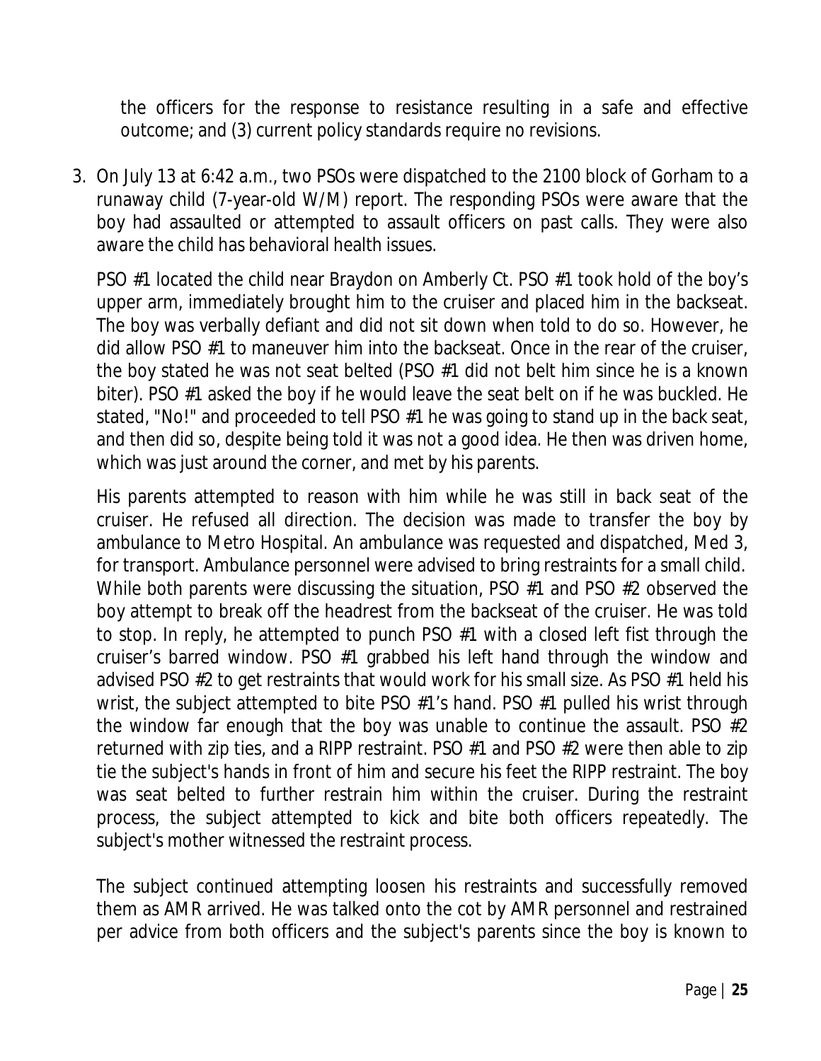the officers for the response to resistance resulting in a safe and effective outcome; and (3) current policy standards require no revisions.

3. On July 13 at 6:42 a.m., two PSOs were dispatched to the 2100 block of Gorham to a runaway child (7-year-old W/M) report. The responding PSOs were aware that the boy had assaulted or attempted to assault officers on past calls. They were also aware the child has behavioral health issues.

   PSO #1 located the child near Braydon on Amberly Ct. PSO #1 took hold of the boy's upper arm, immediately brought him to the cruiser and placed him in the backseat. The boy was verbally defiant and did not sit down when told to do so. However, he did allow PSO #1 to maneuver him into the backseat. Once in the rear of the cruiser, the boy stated he was not seat belted (PSO #1 did not belt him since he is a known biter). PSO #1 asked the boy if he would leave the seat belt on if he was buckled. He stated, "No!" and proceeded to tell PSO #1 he was going to stand up in the back seat, and then did so, despite being told it was not a good idea. He then was driven home, which was just around the corner, and met by his parents.

   His parents attempted to reason with him while he was still in back seat of the cruiser. He refused all direction. The decision was made to transfer the boy by ambulance to Metro Hospital. An ambulance was requested and dispatched, Med 3, for transport. Ambulance personnel were advised to bring restraints for a small child. While both parents were discussing the situation, PSO #1 and PSO #2 observed the boy attempt to break off the headrest from the backseat of the cruiser. He was told to stop. In reply, he attempted to punch PSO #1 with a closed left fist through the cruiser's barred window. PSO #1 grabbed his left hand through the window and advised PSO #2 to get restraints that would work for his small size. As PSO #1 held his wrist, the subject attempted to bite PSO #1's hand. PSO #1 pulled his wrist through the window far enough that the boy was unable to continue the assault. PSO #2 returned with zip ties, and a RIPP restraint. PSO #1 and PSO #2 were then able to zip tie the subject's hands in front of him and secure his feet the RIPP restraint. The boy was seat belted to further restrain him within the cruiser. During the restraint process, the subject attempted to kick and bite both officers repeatedly. The subject's mother witnessed the restraint process.

   The subject continued attempting loosen his restraints and successfully removed them as AMR arrived. He was talked onto the cot by AMR personnel and restrained per advice from both officers and the subject's parents since the boy is known to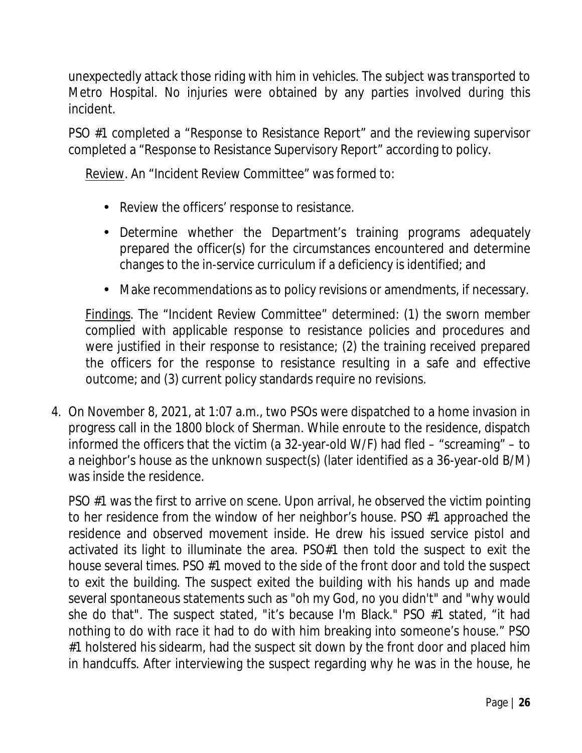unexpectedly attack those riding with him in vehicles. The subject was transported to Metro Hospital. No injuries were obtained by any parties involved during this incident.

PSO #1 completed a "Response to Resistance Report" and the reviewing supervisor completed a "Response to Resistance Supervisory Report" according to policy.

Review. An "Incident Review Committee" was formed to:

- Review the officers' response to resistance.
- Determine whether the Department's training programs adequately prepared the officer(s) for the circumstances encountered and determine changes to the in-service curriculum if a deficiency is identified; and
- Make recommendations as to policy revisions or amendments, if necessary.

Findings. The "Incident Review Committee" determined: (1) the sworn member complied with applicable response to resistance policies and procedures and were justified in their response to resistance; (2) the training received prepared the officers for the response to resistance resulting in a safe and effective outcome; and (3) current policy standards require no revisions.

4. On November 8, 2021, at 1:07 a.m., two PSOs were dispatched to a home invasion in progress call in the 1800 block of Sherman. While enroute to the residence, dispatch informed the officers that the victim (a 32-year-old W/F) had fled – "screaming" – to a neighbor's house as the unknown suspect(s) (later identified as a 36-year-old B/M) was inside the residence.

   PSO #1 was the first to arrive on scene. Upon arrival, he observed the victim pointing to her residence from the window of her neighbor's house. PSO #1 approached the residence and observed movement inside. He drew his issued service pistol and activated its light to illuminate the area. PSO#1 then told the suspect to exit the house several times. PSO #1 moved to the side of the front door and told the suspect to exit the building. The suspect exited the building with his hands up and made several spontaneous statements such as "oh my God, no you didn't" and "why would she do that". The suspect stated, "it's because I'm Black." PSO #1 stated, "it had nothing to do with race it had to do with him breaking into someone's house." PSO #1 holstered his sidearm, had the suspect sit down by the front door and placed him in handcuffs. After interviewing the suspect regarding why he was in the house, he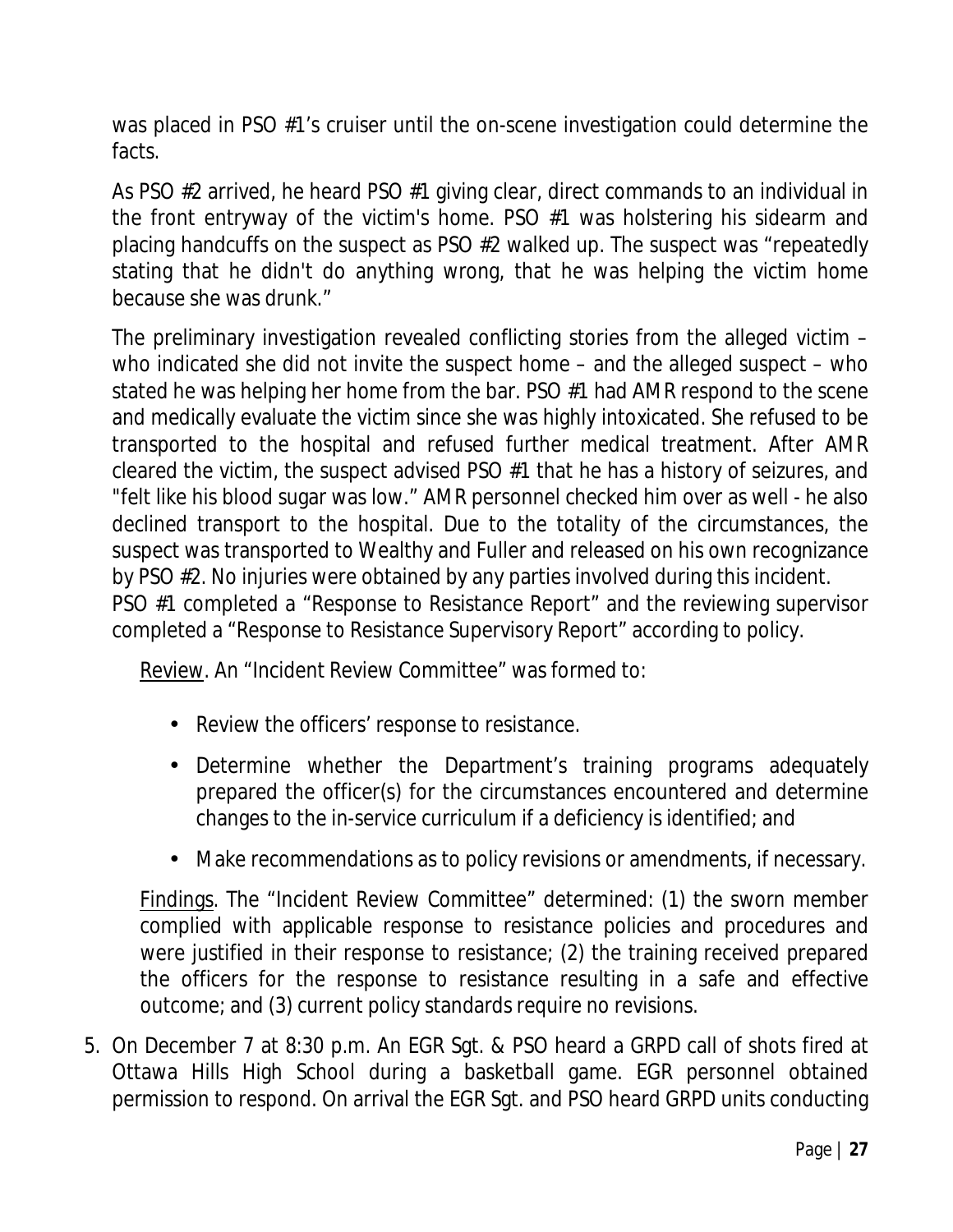was placed in PSO #1's cruiser until the on-scene investigation could determine the facts.

As PSO #2 arrived, he heard PSO #1 giving clear, direct commands to an individual in the front entryway of the victim's home. PSO #1 was holstering his sidearm and placing handcuffs on the suspect as PSO #2 walked up. The suspect was "repeatedly stating that he didn't do anything wrong, that he was helping the victim home because she was drunk."

The preliminary investigation revealed conflicting stories from the alleged victim – who indicated she did not invite the suspect home – and the alleged suspect – who stated he was helping her home from the bar. PSO #1 had AMR respond to the scene and medically evaluate the victim since she was highly intoxicated. She refused to be transported to the hospital and refused further medical treatment. After AMR cleared the victim, the suspect advised PSO #1 that he has a history of seizures, and "felt like his blood sugar was low." AMR personnel checked him over as well - he also declined transport to the hospital. Due to the totality of the circumstances, the suspect was transported to Wealthy and Fuller and released on his own recognizance by PSO #2. No injuries were obtained by any parties involved during this incident. PSO #1 completed a "Response to Resistance Report" and the reviewing supervisor completed a "Response to Resistance Supervisory Report" according to policy.

Review. An "Incident Review Committee" was formed to:

- Review the officers' response to resistance.
- Determine whether the Department's training programs adequately prepared the officer(s) for the circumstances encountered and determine changes to the in-service curriculum if a deficiency is identified; and
- Make recommendations as to policy revisions or amendments, if necessary.

Findings. The "Incident Review Committee" determined: (1) the sworn member complied with applicable response to resistance policies and procedures and were justified in their response to resistance; (2) the training received prepared the officers for the response to resistance resulting in a safe and effective outcome; and (3) current policy standards require no revisions.

5. On December 7 at 8:30 p.m. An EGR Sgt. & PSO heard a GRPD call of shots fired at Ottawa Hills High School during a basketball game. EGR personnel obtained permission to respond. On arrival the EGR Sgt. and PSO heard GRPD units conducting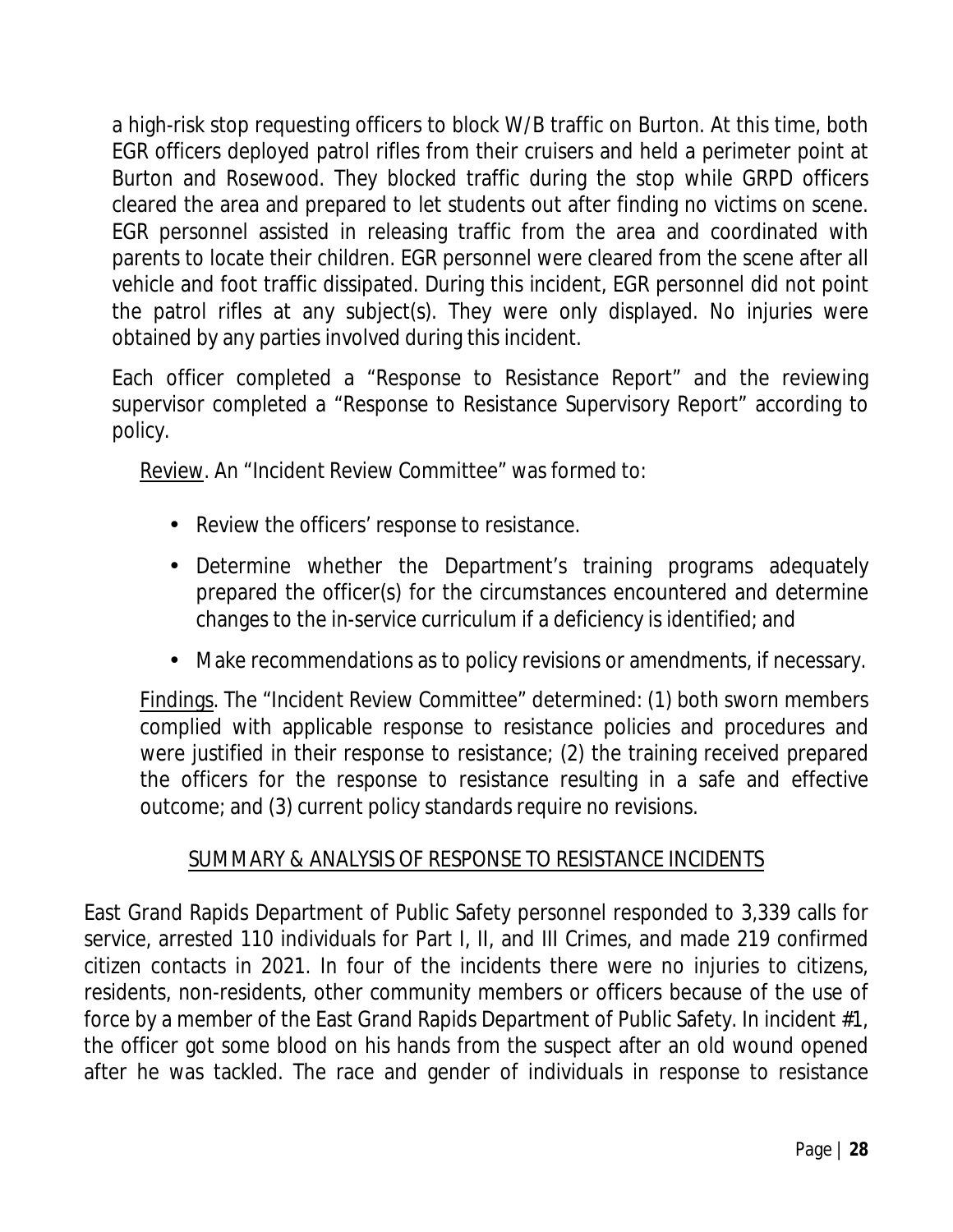a high-risk stop requesting officers to block W/B traffic on Burton. At this time, both EGR officers deployed patrol rifles from their cruisers and held a perimeter point at Burton and Rosewood. They blocked traffic during the stop while GRPD officers cleared the area and prepared to let students out after finding no victims on scene. EGR personnel assisted in releasing traffic from the area and coordinated with parents to locate their children. EGR personnel were cleared from the scene after all vehicle and foot traffic dissipated. During this incident, EGR personnel did not point the patrol rifles at any subject(s). They were only displayed. No injuries were obtained by any parties involved during this incident.

Each officer completed a "Response to Resistance Report" and the reviewing supervisor completed a "Response to Resistance Supervisory Report" according to policy.

Review. An "Incident Review Committee" was formed to:

- Review the officers' response to resistance.
- Determine whether the Department's training programs adequately prepared the officer(s) for the circumstances encountered and determine changes to the in-service curriculum if a deficiency is identified; and
- Make recommendations as to policy revisions or amendments, if necessary.

Findings. The "Incident Review Committee" determined: (1) both sworn members complied with applicable response to resistance policies and procedures and were justified in their response to resistance; (2) the training received prepared the officers for the response to resistance resulting in a safe and effective outcome; and (3) current policy standards require no revisions.

## SUMMARY & ANALYSIS OF RESPONSE TO RESISTANCE INCIDENTS

East Grand Rapids Department of Public Safety personnel responded to 3,339 calls for service, arrested 110 individuals for Part I, II, and III Crimes, and made 219 confirmed citizen contacts in 2021. In four of the incidents there were no injuries to citizens, residents, non-residents, other community members or officers because of the use of force by a member of the East Grand Rapids Department of Public Safety. In incident #1, the officer got some blood on his hands from the suspect after an old wound opened after he was tackled. The race and gender of individuals in response to resistance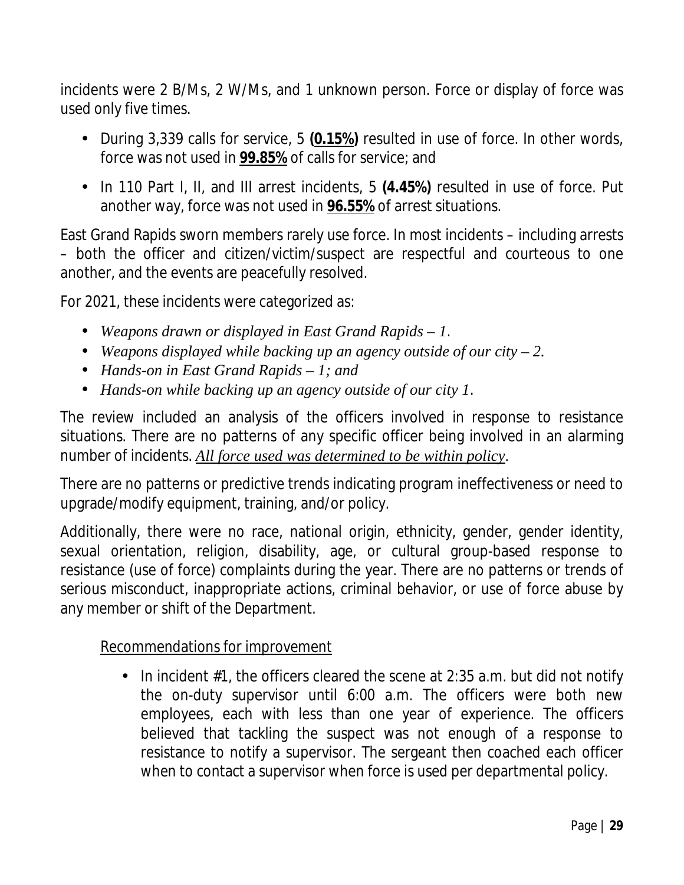incidents were 2 B/Ms, 2 W/Ms, and 1 unknown person. Force or display of force was used only five times.

- During 3,339 calls for service, 5 **(0.15%)** resulted in use of force. In other words, force was not used in **99.85%** of calls for service; and
- In 110 Part I, II, and III arrest incidents, 5 **(4.45%)** resulted in use of force. Put another way, force was not used in **96.55%** of arrest situations.

East Grand Rapids sworn members rarely use force. In most incidents – including arrests – both the officer and citizen/victim/suspect are respectful and courteous to one another, and the events are peacefully resolved.

For 2021, these incidents were categorized as:

- *Weapons drawn or displayed in East Grand Rapids – 1.*
- *Weapons displayed while backing up an agency outside of our city – 2.*
- *Hands-on in East Grand Rapids – 1; and*
- *Hands-on while backing up an agency outside of our city 1.*

The review included an analysis of the officers involved in response to resistance situations. There are no patterns of any specific officer being involved in an alarming number of incidents. *All force used was determined to be within policy*.

There are no patterns or predictive trends indicating program ineffectiveness or need to upgrade/modify equipment, training, and/or policy.

Additionally, there were no race, national origin, ethnicity, gender, gender identity, sexual orientation, religion, disability, age, or cultural group-based response to resistance (use of force) complaints during the year. There are no patterns or trends of serious misconduct, inappropriate actions, criminal behavior, or use of force abuse by any member or shift of the Department.

Recommendations for improvement

- In incident #1, the officers cleared the scene at 2:35 a.m. but did not notify the on-duty supervisor until 6:00 a.m. The officers were both new employees, each with less than one year of experience. The officers believed that tackling the suspect was not enough of a response to resistance to notify a supervisor. The sergeant then coached each officer when to contact a supervisor when force is used per departmental policy.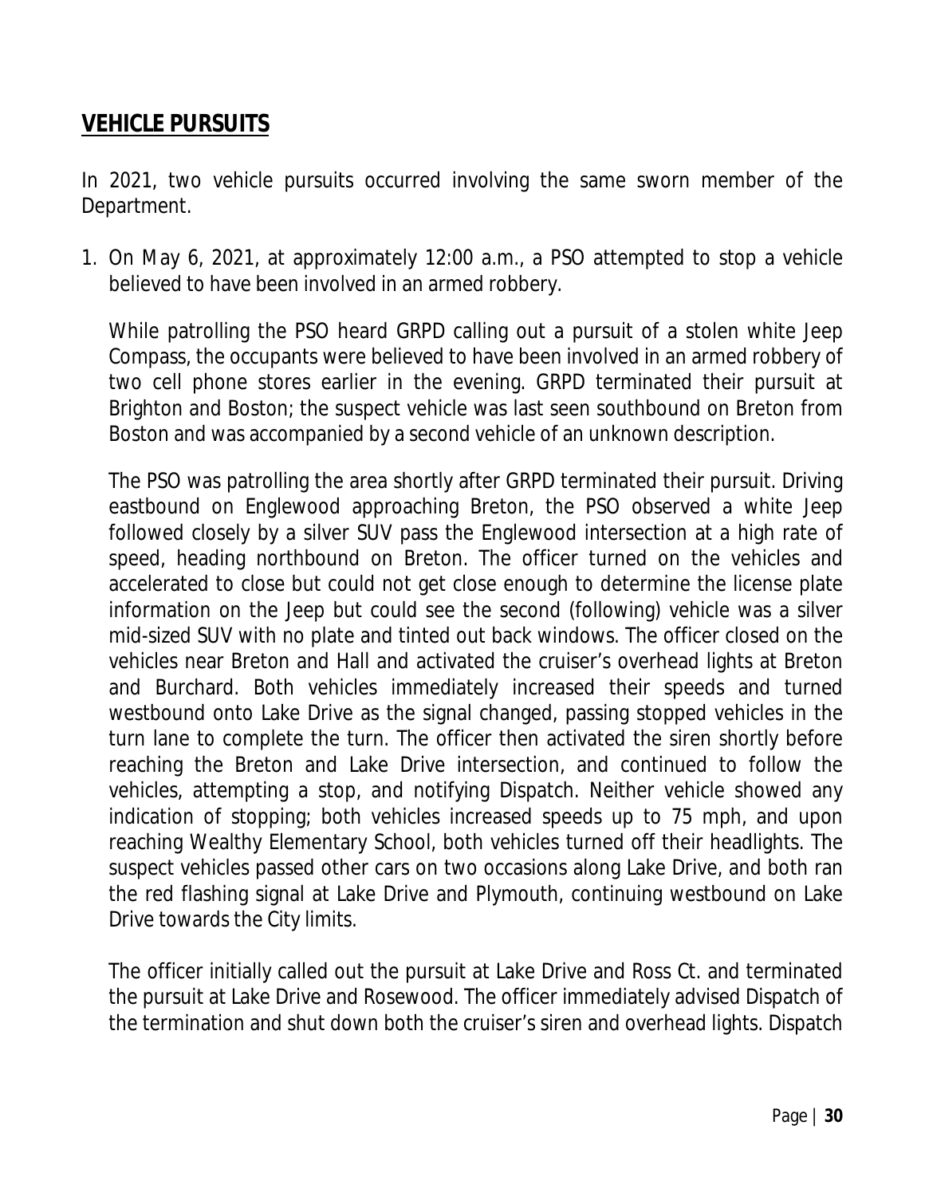## VEHICLE PURSUITS

In 2021, two vehicle pursuits occurred involving the same sworn member of the Department.

1. On May 6, 2021, at approximately 12:00 a.m., a PSO attempted to stop a vehicle believed to have been involved in an armed robbery.

   While patrolling the PSO heard GRPD calling out a pursuit of a stolen white Jeep Compass, the occupants were believed to have been involved in an armed robbery of two cell phone stores earlier in the evening. GRPD terminated their pursuit at Brighton and Boston; the suspect vehicle was last seen southbound on Breton from Boston and was accompanied by a second vehicle of an unknown description.

   The PSO was patrolling the area shortly after GRPD terminated their pursuit. Driving eastbound on Englewood approaching Breton, the PSO observed a white Jeep followed closely by a silver SUV pass the Englewood intersection at a high rate of speed, heading northbound on Breton. The officer turned on the vehicles and accelerated to close but could not get close enough to determine the license plate information on the Jeep but could see the second (following) vehicle was a silver mid-sized SUV with no plate and tinted out back windows. The officer closed on the vehicles near Breton and Hall and activated the cruiser's overhead lights at Breton and Burchard. Both vehicles immediately increased their speeds and turned westbound onto Lake Drive as the signal changed, passing stopped vehicles in the turn lane to complete the turn. The officer then activated the siren shortly before reaching the Breton and Lake Drive intersection, and continued to follow the vehicles, attempting a stop, and notifying Dispatch. Neither vehicle showed any indication of stopping; both vehicles increased speeds up to 75 mph, and upon reaching Wealthy Elementary School, both vehicles turned off their headlights. The suspect vehicles passed other cars on two occasions along Lake Drive, and both ran the red flashing signal at Lake Drive and Plymouth, continuing westbound on Lake Drive towards the City limits.

   The officer initially called out the pursuit at Lake Drive and Ross Ct. and terminated the pursuit at Lake Drive and Rosewood. The officer immediately advised Dispatch of the termination and shut down both the cruiser's siren and overhead lights. Dispatch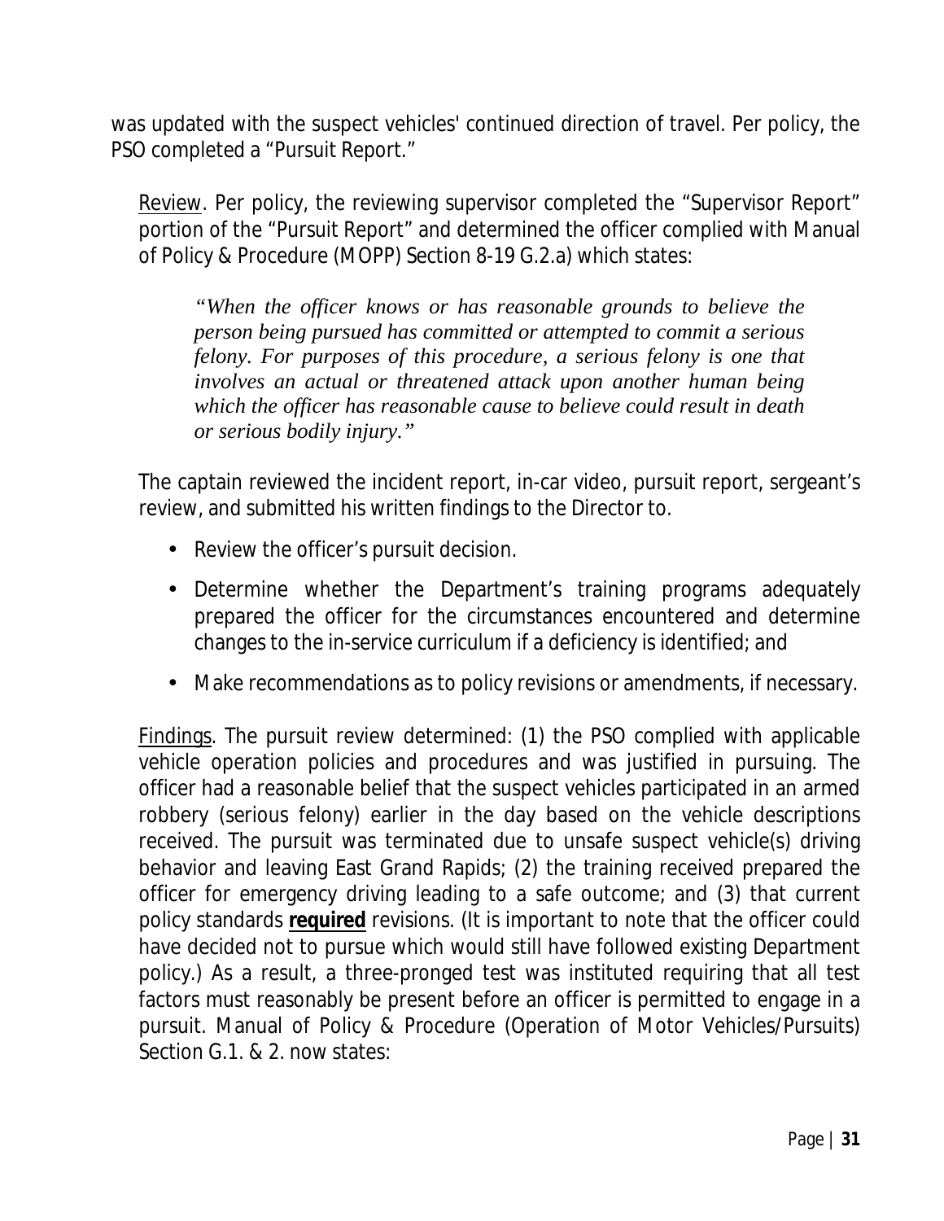was updated with the suspect vehicles' continued direction of travel. Per policy, the PSO completed a "Pursuit Report."

<u>Review</u>. Per policy, the reviewing supervisor completed the "Supervisor Report" portion of the "Pursuit Report" and determined the officer complied with Manual of Policy & Procedure (MOPP) Section 8-19 G.2.a) which states:

> *"When the officer knows or has reasonable grounds to believe the person being pursued has committed or attempted to commit a serious felony. For purposes of this procedure, a serious felony is one that involves an actual or threatened attack upon another human being which the officer has reasonable cause to believe could result in death or serious bodily injury."*

The captain reviewed the incident report, in-car video, pursuit report, sergeant's review, and submitted his written findings to the Director to.

- Review the officer's pursuit decision.
- Determine whether the Department's training programs adequately prepared the officer for the circumstances encountered and determine changes to the in-service curriculum if a deficiency is identified; and
- Make recommendations as to policy revisions or amendments, if necessary.

<u>Findings</u>. The pursuit review determined: (1) the PSO complied with applicable vehicle operation policies and procedures and was justified in pursuing. The officer had a reasonable belief that the suspect vehicles participated in an armed robbery (serious felony) earlier in the day based on the vehicle descriptions received. The pursuit was terminated due to unsafe suspect vehicle(s) driving behavior and leaving East Grand Rapids; (2) the training received prepared the officer for emergency driving leading to a safe outcome; and (3) that current policy standards **<u>required</u>** revisions. (It is important to note that the officer could have decided not to pursue which would still have followed existing Department policy.) As a result, a three-pronged test was instituted requiring that all test factors must reasonably be present before an officer is permitted to engage in a pursuit. Manual of Policy & Procedure (Operation of Motor Vehicles/Pursuits) Section G.1. & 2. now states: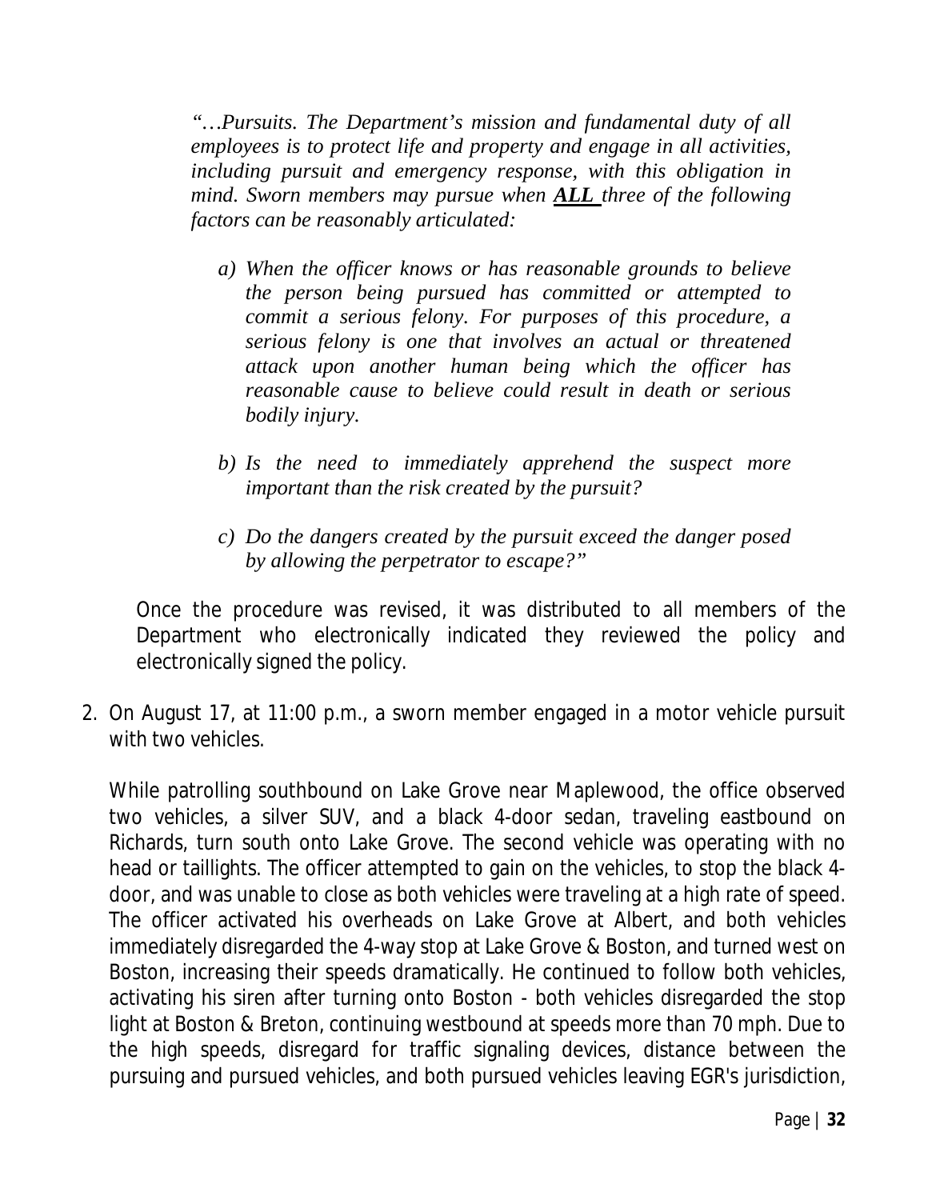*"…Pursuits. The Department's mission and fundamental duty of all employees is to protect life and property and engage in all activities, including pursuit and emergency response, with this obligation in mind. Sworn members may pursue when **ALL** three of the following factors can be reasonably articulated:*

> *a) When the officer knows or has reasonable grounds to believe the person being pursued has committed or attempted to commit a serious felony. For purposes of this procedure, a serious felony is one that involves an actual or threatened attack upon another human being which the officer has reasonable cause to believe could result in death or serious bodily injury.*
>
> *b) Is the need to immediately apprehend the suspect more important than the risk created by the pursuit?*
>
> *c) Do the dangers created by the pursuit exceed the danger posed by allowing the perpetrator to escape?"*

Once the procedure was revised, it was distributed to all members of the Department who electronically indicated they reviewed the policy and electronically signed the policy.

2. On August 17, at 11:00 p.m., a sworn member engaged in a motor vehicle pursuit with two vehicles.

   While patrolling southbound on Lake Grove near Maplewood, the office observed two vehicles, a silver SUV, and a black 4-door sedan, traveling eastbound on Richards, turn south onto Lake Grove. The second vehicle was operating with no head or taillights. The officer attempted to gain on the vehicles, to stop the black 4-door, and was unable to close as both vehicles were traveling at a high rate of speed. The officer activated his overheads on Lake Grove at Albert, and both vehicles immediately disregarded the 4-way stop at Lake Grove & Boston, and turned west on Boston, increasing their speeds dramatically. He continued to follow both vehicles, activating his siren after turning onto Boston - both vehicles disregarded the stop light at Boston & Breton, continuing westbound at speeds more than 70 mph. Due to the high speeds, disregard for traffic signaling devices, distance between the pursuing and pursued vehicles, and both pursued vehicles leaving EGR's jurisdiction,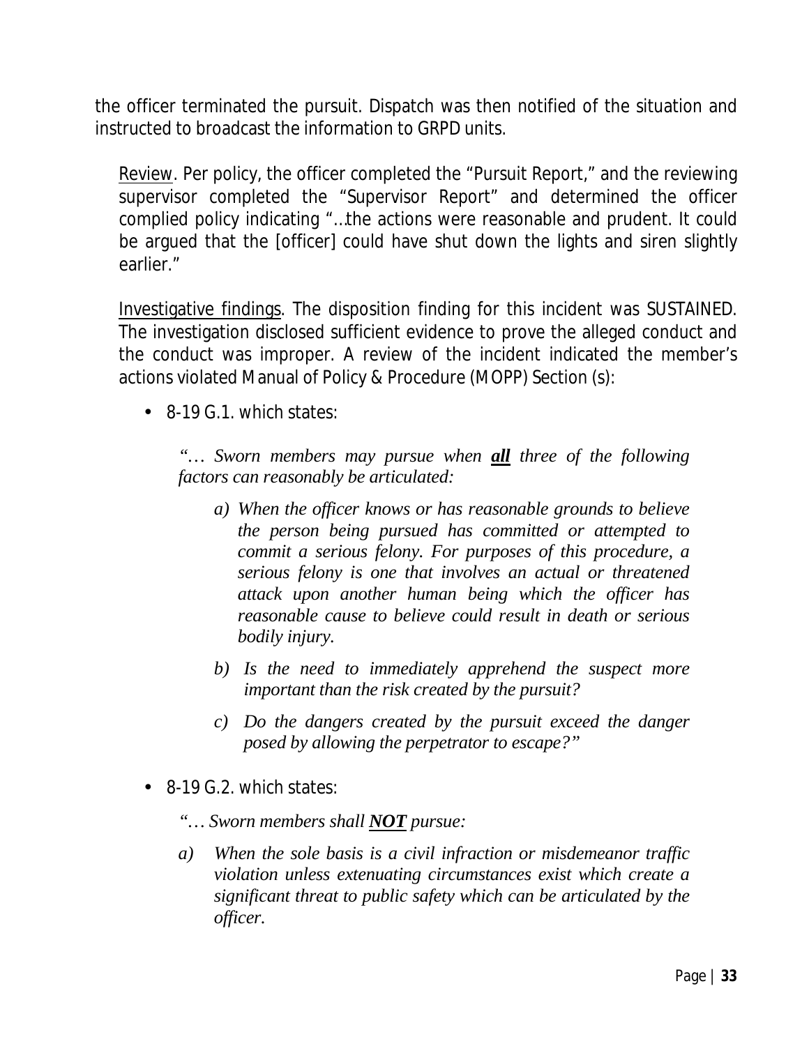the officer terminated the pursuit. Dispatch was then notified of the situation and instructed to broadcast the information to GRPD units.

Review. Per policy, the officer completed the "Pursuit Report," and the reviewing supervisor completed the "Supervisor Report" and determined the officer complied policy indicating "…the actions were reasonable and prudent. It could be argued that the [officer] could have shut down the lights and siren slightly earlier."

Investigative findings. The disposition finding for this incident was SUSTAINED. The investigation disclosed sufficient evidence to prove the alleged conduct and the conduct was improper. A review of the incident indicated the member's actions violated Manual of Policy & Procedure (MOPP) Section (s):

- 8-19 G.1. which states:

  *"… Sworn members may pursue when **all** three of the following factors can reasonably be articulated:*

  *a) When the officer knows or has reasonable grounds to believe the person being pursued has committed or attempted to commit a serious felony. For purposes of this procedure, a serious felony is one that involves an actual or threatened attack upon another human being which the officer has reasonable cause to believe could result in death or serious bodily injury.*

  *b) Is the need to immediately apprehend the suspect more important than the risk created by the pursuit?*

  *c) Do the dangers created by the pursuit exceed the danger posed by allowing the perpetrator to escape?"*

- 8-19 G.2. which states:

  *"… Sworn members shall **NOT** pursue:*

  *a) When the sole basis is a civil infraction or misdemeanor traffic violation unless extenuating circumstances exist which create a significant threat to public safety which can be articulated by the officer.*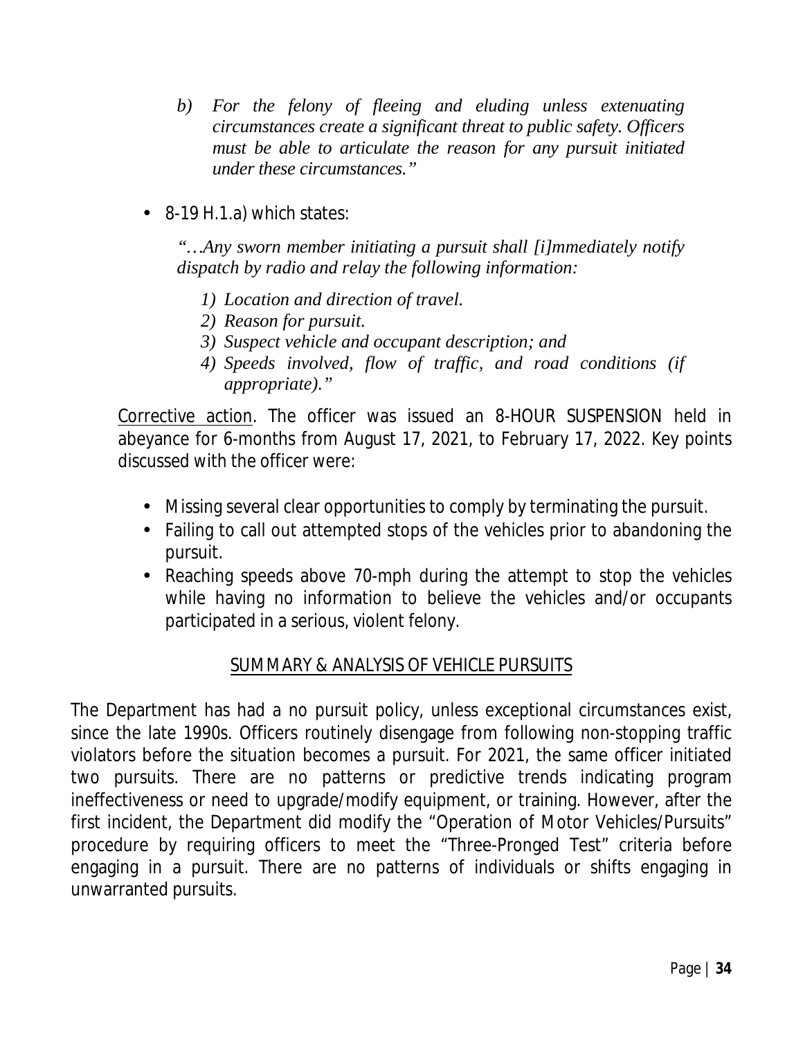> *b) For the felony of fleeing and eluding unless extenuating circumstances create a significant threat to public safety. Officers must be able to articulate the reason for any pursuit initiated under these circumstances."*

- 8-19 H.1.a) which states:

> *"…Any sworn member initiating a pursuit shall [i]mmediately notify dispatch by radio and relay the following information:*
>
> *1) Location and direction of travel.*
> *2) Reason for pursuit.*
> *3) Suspect vehicle and occupant description; and*
> *4) Speeds involved, flow of traffic, and road conditions (if appropriate)."*

Corrective action. The officer was issued an 8-HOUR SUSPENSION held in abeyance for 6-months from August 17, 2021, to February 17, 2022. Key points discussed with the officer were:

- Missing several clear opportunities to comply by terminating the pursuit.
- Failing to call out attempted stops of the vehicles prior to abandoning the pursuit.
- Reaching speeds above 70-mph during the attempt to stop the vehicles while having no information to believe the vehicles and/or occupants participated in a serious, violent felony.

## SUMMARY & ANALYSIS OF VEHICLE PURSUITS

The Department has had a no pursuit policy, unless exceptional circumstances exist, since the late 1990s. Officers routinely disengage from following non-stopping traffic violators before the situation becomes a pursuit. For 2021, the same officer initiated two pursuits. There are no patterns or predictive trends indicating program ineffectiveness or need to upgrade/modify equipment, or training. However, after the first incident, the Department did modify the "Operation of Motor Vehicles/Pursuits" procedure by requiring officers to meet the "Three-Pronged Test" criteria before engaging in a pursuit. There are no patterns of individuals or shifts engaging in unwarranted pursuits.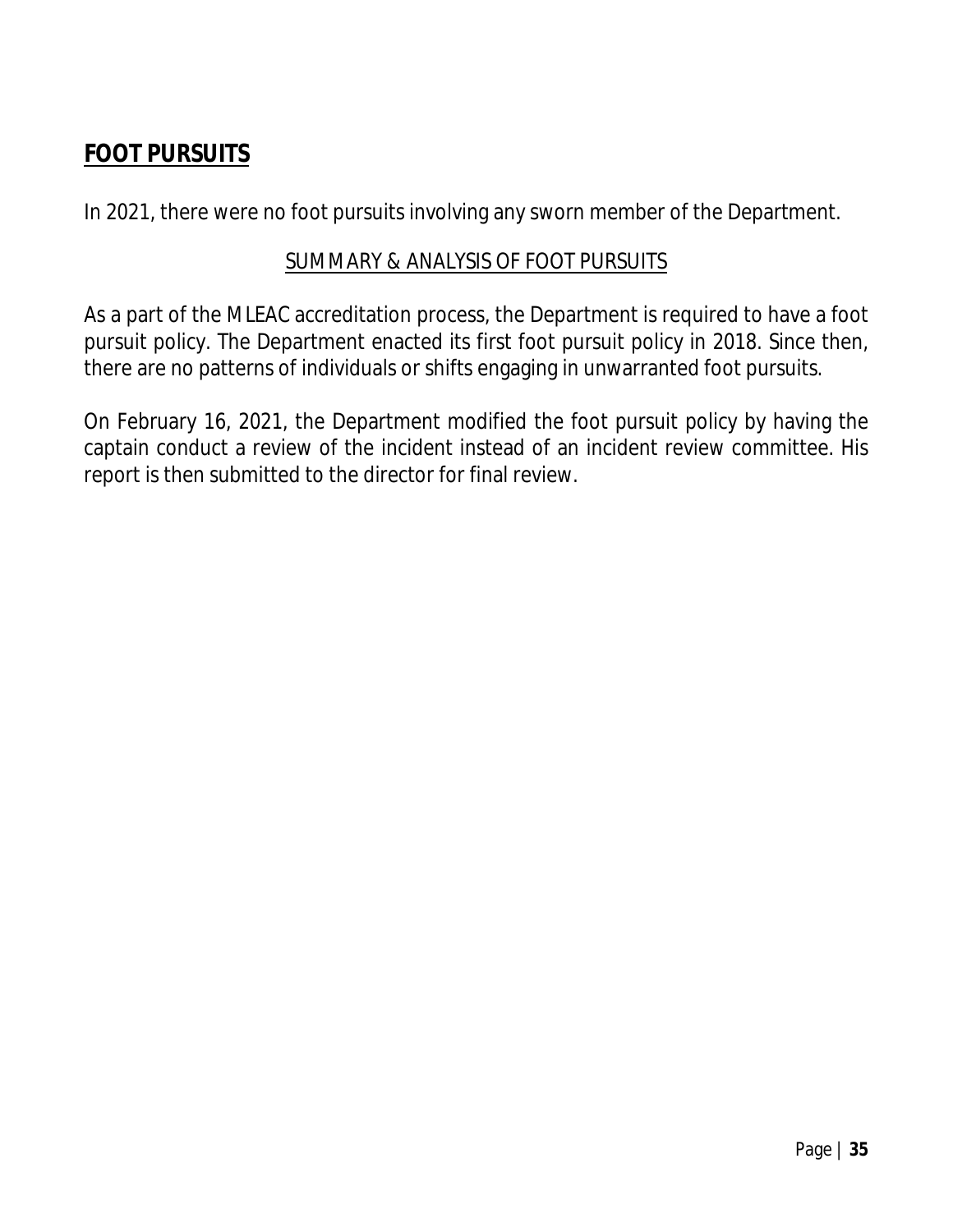## FOOT PURSUITS

In 2021, there were no foot pursuits involving any sworn member of the Department.

### SUMMARY & ANALYSIS OF FOOT PURSUITS

As a part of the MLEAC accreditation process, the Department is required to have a foot pursuit policy. The Department enacted its first foot pursuit policy in 2018. Since then, there are no patterns of individuals or shifts engaging in unwarranted foot pursuits.

On February 16, 2021, the Department modified the foot pursuit policy by having the captain conduct a review of the incident instead of an incident review committee. His report is then submitted to the director for final review.